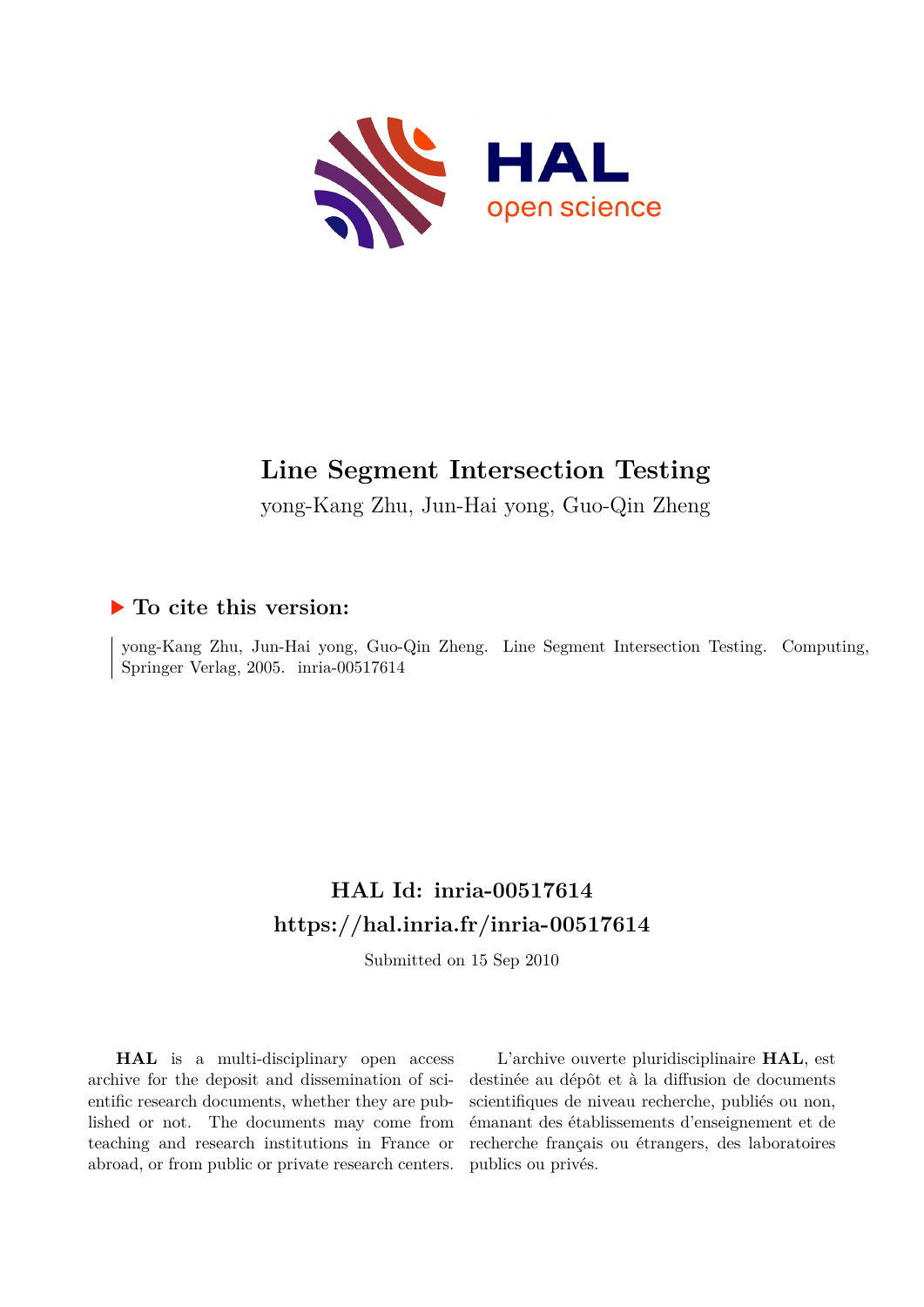# Line Segment Intersection Testing

yong-Kang Zhu, Jun-Hai yong, Guo-Qin Zheng

## ▶ To cite this version:

yong-Kang Zhu, Jun-Hai yong, Guo-Qin Zheng. Line Segment Intersection Testing. Computing, Springer Verlag, 2005. inria-00517614

## HAL Id: inria-00517614

## https://hal.inria.fr/inria-00517614

Submitted on 15 Sep 2010

**HAL** is a multi-disciplinary open access archive for the deposit and dissemination of scientific research documents, whether they are published or not. The documents may come from teaching and research institutions in France or abroad, or from public or private research centers.

L'archive ouverte pluridisciplinaire **HAL**, est destinée au dépôt et à la diffusion de documents scientifiques de niveau recherche, publiés ou non, émanant des établissements d'enseignement et de recherche français ou étrangers, des laboratoires publics ou privés.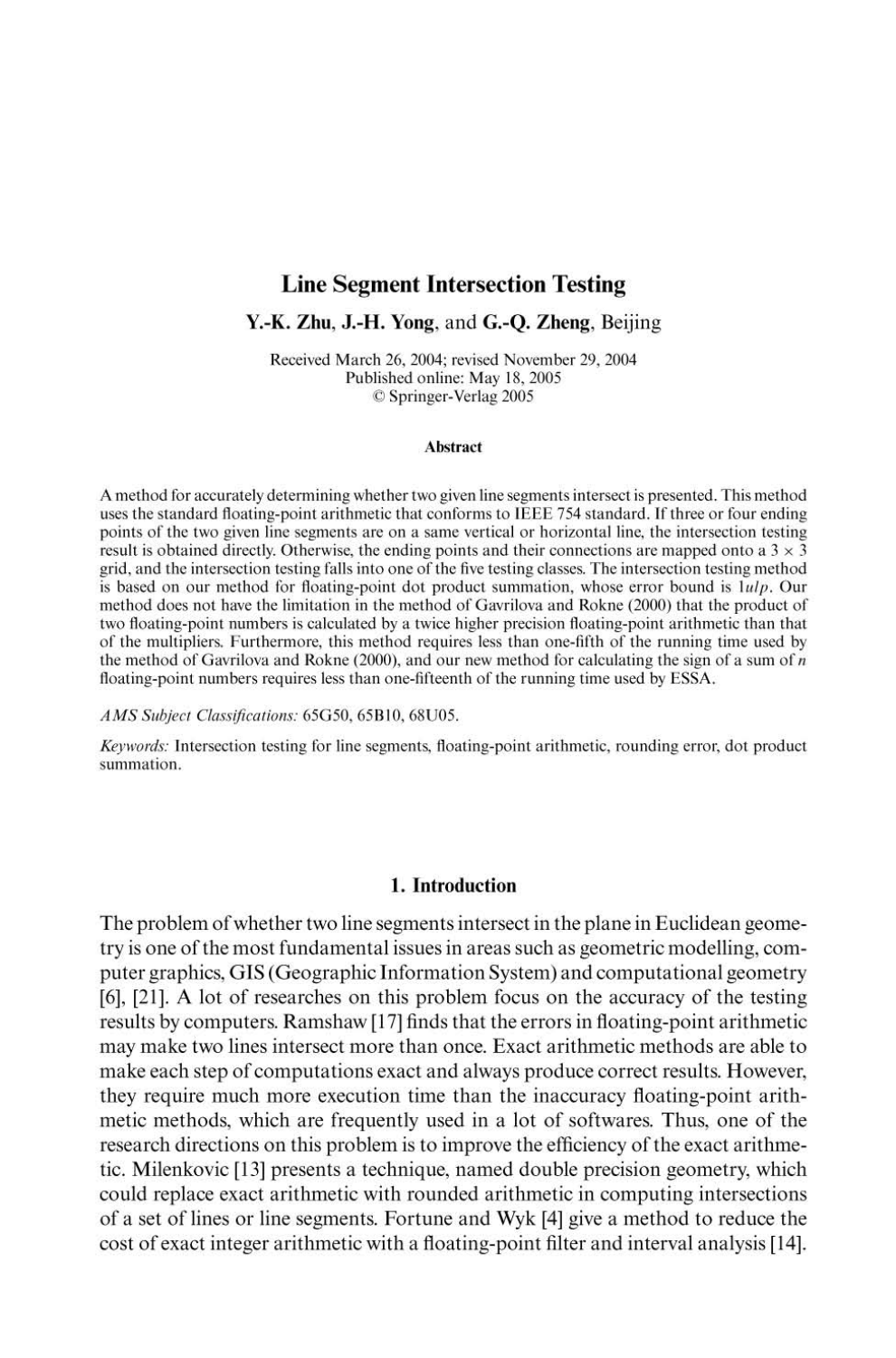# Line Segment Intersection Testing

**Y.-K. Zhu, J.-H. Yong,** and **G.-Q. Zheng**, Beijing

Received March 26, 2004; revised November 29, 2004
Published online: May 18, 2005
© Springer-Verlag 2005

## Abstract

A method for accurately determining whether two given line segments intersect is presented. This method uses the standard floating-point arithmetic that conforms to IEEE 754 standard. If three or four ending points of the two given line segments are on a same vertical or horizontal line, the intersection testing result is obtained directly. Otherwise, the ending points and their connections are mapped onto a $3 \times 3$ grid, and the intersection testing falls into one of the five testing classes. The intersection testing method is based on our method for floating-point dot product summation, whose error bound is $1ulp$. Our method does not have the limitation in the method of Gavrilova and Rokne (2000) that the product of two floating-point numbers is calculated by a twice higher precision floating-point arithmetic than that of the multipliers. Furthermore, this method requires less than one-fifth of the running time used by the method of Gavrilova and Rokne (2000), and our new method for calculating the sign of a sum of $n$ floating-point numbers requires less than one-fifteenth of the running time used by ESSA.

*AMS Subject Classifications:* 65G50, 65B10, 68U05.

*Keywords:* Intersection testing for line segments, floating-point arithmetic, rounding error, dot product summation.

## 1. Introduction

The problem of whether two line segments intersect in the plane in Euclidean geometry is one of the most fundamental issues in areas such as geometric modelling, computer graphics, GIS (Geographic Information System) and computational geometry [6], [21]. A lot of researches on this problem focus on the accuracy of the testing results by computers. Ramshaw [17] finds that the errors in floating-point arithmetic may make two lines intersect more than once. Exact arithmetic methods are able to make each step of computations exact and always produce correct results. However, they require much more execution time than the inaccuracy floating-point arithmetic methods, which are frequently used in a lot of softwares. Thus, one of the research directions on this problem is to improve the efficiency of the exact arithmetic. Milenkovic [13] presents a technique, named double precision geometry, which could replace exact arithmetic with rounded arithmetic in computing intersections of a set of lines or line segments. Fortune and Wyk [4] give a method to reduce the cost of exact integer arithmetic with a floating-point filter and interval analysis [14].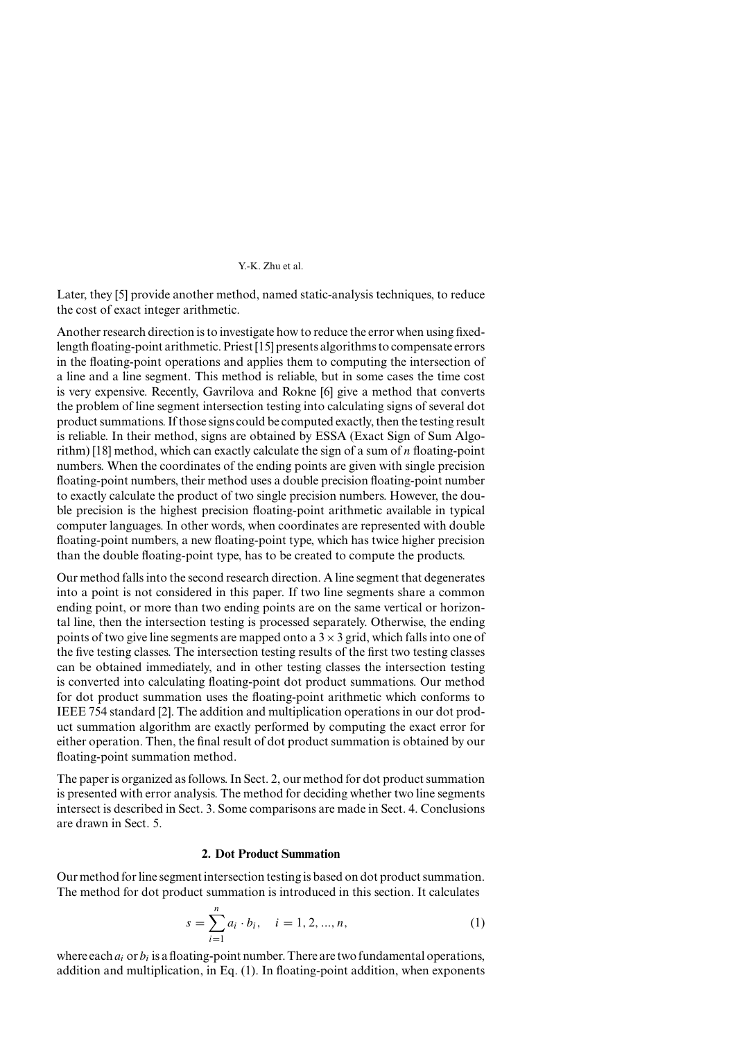Later, they [5] provide another method, named static-analysis techniques, to reduce the cost of exact integer arithmetic.

Another research direction is to investigate how to reduce the error when using fixed-length floating-point arithmetic. Priest [15] presents algorithms to compensate errors in the floating-point operations and applies them to computing the intersection of a line and a line segment. This method is reliable, but in some cases the time cost is very expensive. Recently, Gavrilova and Rokne [6] give a method that converts the problem of line segment intersection testing into calculating signs of several dot product summations. If those signs could be computed exactly, then the testing result is reliable. In their method, signs are obtained by ESSA (Exact Sign of Sum Algorithm) [18] method, which can exactly calculate the sign of a sum of $n$ floating-point numbers. When the coordinates of the ending points are given with single precision floating-point numbers, their method uses a double precision floating-point number to exactly calculate the product of two single precision numbers. However, the double precision is the highest precision floating-point arithmetic available in typical computer languages. In other words, when coordinates are represented with double floating-point numbers, a new floating-point type, which has twice higher precision than the double floating-point type, has to be created to compute the products.

Our method falls into the second research direction. A line segment that degenerates into a point is not considered in this paper. If two line segments share a common ending point, or more than two ending points are on the same vertical or horizontal line, then the intersection testing is processed separately. Otherwise, the ending points of two give line segments are mapped onto a $3 \times 3$ grid, which falls into one of the five testing classes. The intersection testing results of the first two testing classes can be obtained immediately, and in other testing classes the intersection testing is converted into calculating floating-point dot product summations. Our method for dot product summation uses the floating-point arithmetic which conforms to IEEE 754 standard [2]. The addition and multiplication operations in our dot product summation algorithm are exactly performed by computing the exact error for either operation. Then, the final result of dot product summation is obtained by our floating-point summation method.

The paper is organized as follows. In Sect. 2, our method for dot product summation is presented with error analysis. The method for deciding whether two line segments intersect is described in Sect. 3. Some comparisons are made in Sect. 4. Conclusions are drawn in Sect. 5.

## 2. Dot Product Summation

Our method for line segment intersection testing is based on dot product summation. The method for dot product summation is introduced in this section. It calculates

$$s = \sum_{i=1}^{n} a_i \cdot b_i, \quad i = 1, 2, ..., n, \tag{1}$$

where each $a_i$ or $b_i$ is a floating-point number. There are two fundamental operations, addition and multiplication, in Eq. (1). In floating-point addition, when exponents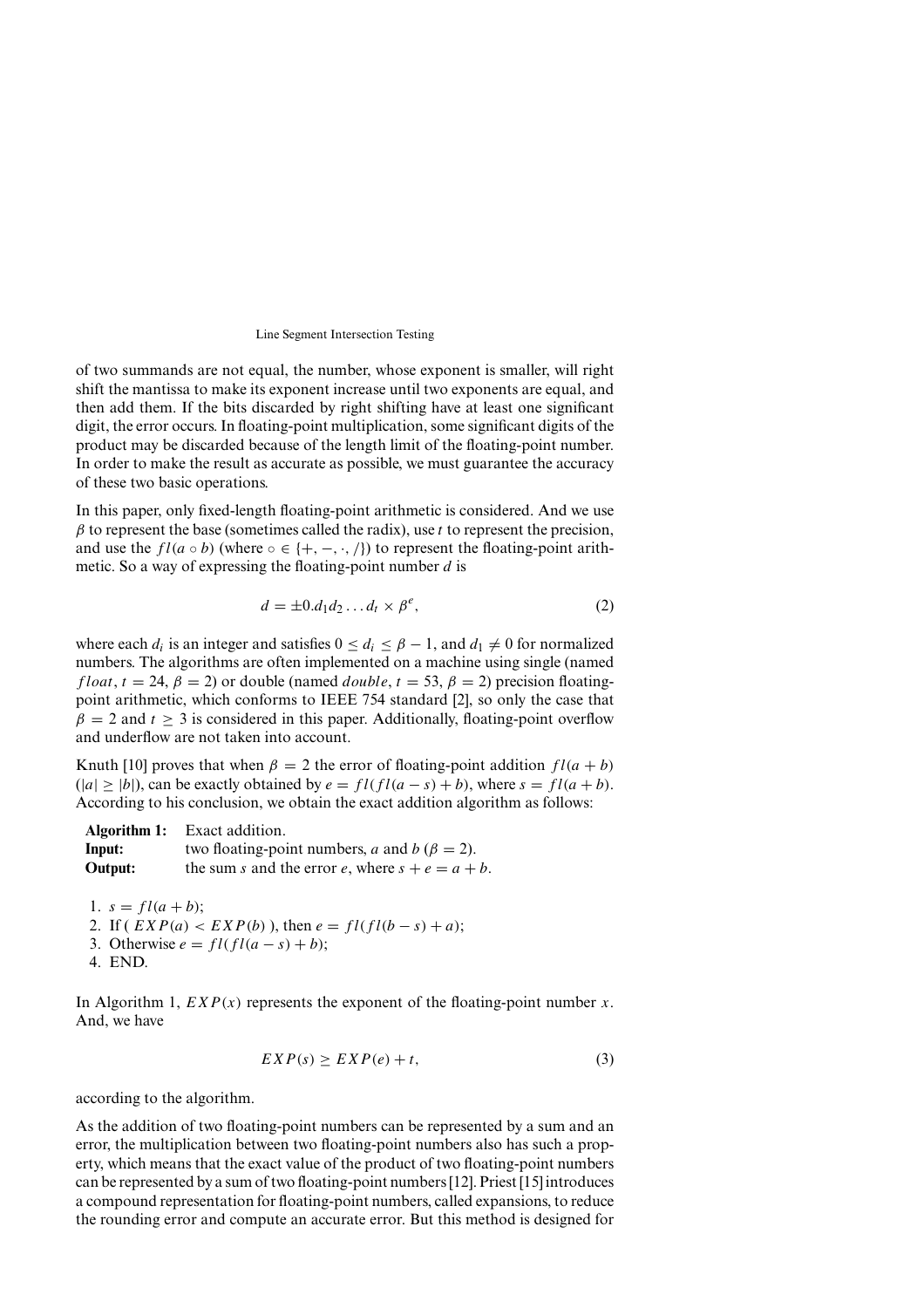of two summands are not equal, the number, whose exponent is smaller, will right shift the mantissa to make its exponent increase until two exponents are equal, and then add them. If the bits discarded by right shifting have at least one significant digit, the error occurs. In floating-point multiplication, some significant digits of the product may be discarded because of the length limit of the floating-point number. In order to make the result as accurate as possible, we must guarantee the accuracy of these two basic operations.

In this paper, only fixed-length floating-point arithmetic is considered. And we use $\beta$ to represent the base (sometimes called the radix), use $t$ to represent the precision, and use the $fl(a \circ b)$ (where $\circ \in \{+, -, \cdot, /\}$) to represent the floating-point arithmetic. So a way of expressing the floating-point number $d$ is

$$d = \pm 0.d_1 d_2 \ldots d_t \times \beta^e, \tag{2}$$

where each $d_i$ is an integer and satisfies $0 \leq d_i \leq \beta - 1$, and $d_1 \neq 0$ for normalized numbers. The algorithms are often implemented on a machine using single (named $float$, $t = 24$, $\beta = 2$) or double (named $double$, $t = 53$, $\beta = 2$) precision floating-point arithmetic, which conforms to IEEE 754 standard [2], so only the case that $\beta = 2$ and $t \geq 3$ is considered in this paper. Additionally, floating-point overflow and underflow are not taken into account.

Knuth [10] proves that when $\beta = 2$ the error of floating-point addition $fl(a + b)$ ($|a| \geq |b|$), can be exactly obtained by $e = fl(fl(a - s) + b)$, where $s = fl(a + b)$. According to his conclusion, we obtain the exact addition algorithm as follows:

**Algorithm 1:** Exact addition.
**Input:** two floating-point numbers, $a$ and $b$ ($\beta = 2$).
**Output:** the sum $s$ and the error $e$, where $s + e = a + b$.

1. $s = fl(a + b)$;
2. If ( $EXP(a) < EXP(b)$ ), then $e = fl(fl(b - s) + a)$;
3. Otherwise $e = fl(fl(a - s) + b)$;
4. END.

In Algorithm 1, $EXP(x)$ represents the exponent of the floating-point number $x$. And, we have

$$EXP(s) \geq EXP(e) + t, \tag{3}$$

according to the algorithm.

As the addition of two floating-point numbers can be represented by a sum and an error, the multiplication between two floating-point numbers also has such a property, which means that the exact value of the product of two floating-point numbers can be represented by a sum of two floating-point numbers [12]. Priest [15] introduces a compound representation for floating-point numbers, called expansions, to reduce the rounding error and compute an accurate error. But this method is designed for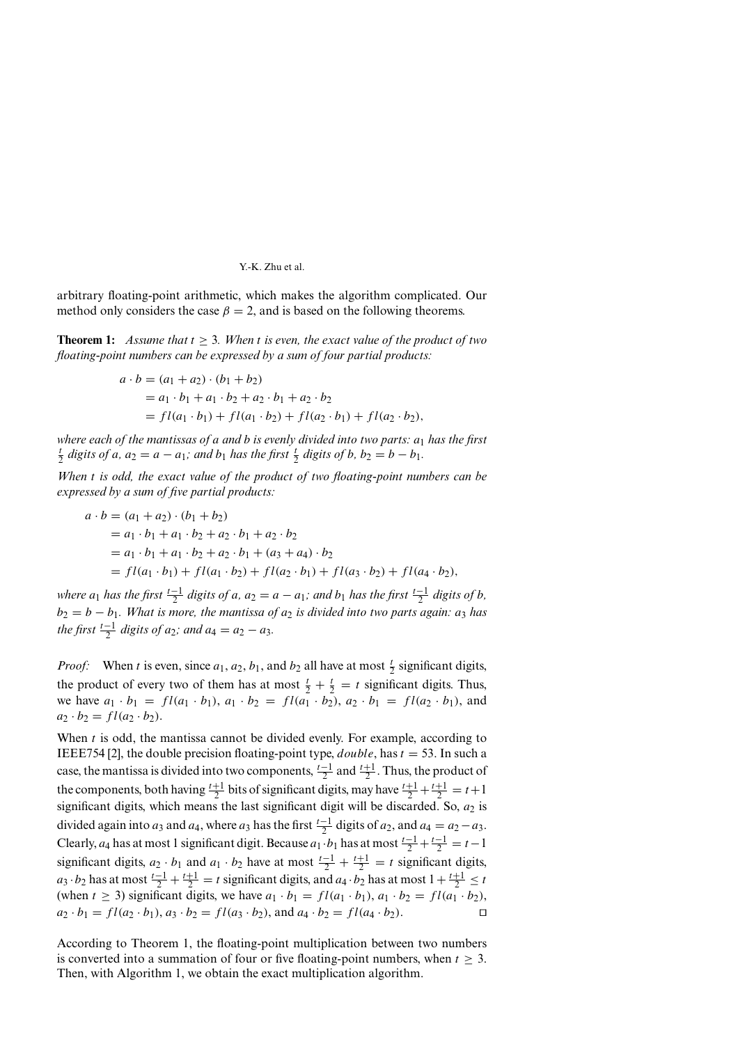arbitrary floating-point arithmetic, which makes the algorithm complicated. Our method only considers the case $\beta = 2$, and is based on the following theorems.

**Theorem 1:** *Assume that $t \geq 3$. When $t$ is even, the exact value of the product of two floating-point numbers can be expressed by a sum of four partial products:*

$$
\begin{aligned}
a \cdot b &= (a_1 + a_2) \cdot (b_1 + b_2) \\
&= a_1 \cdot b_1 + a_1 \cdot b_2 + a_2 \cdot b_1 + a_2 \cdot b_2 \\
&= fl(a_1 \cdot b_1) + fl(a_1 \cdot b_2) + fl(a_2 \cdot b_1) + fl(a_2 \cdot b_2),
\end{aligned}
$$

*where each of the mantissas of $a$ and $b$ is evenly divided into two parts: $a_1$ has the first $\frac{t}{2}$ digits of $a$, $a_2 = a - a_1$; and $b_1$ has the first $\frac{t}{2}$ digits of $b$, $b_2 = b - b_1$.*

*When $t$ is odd, the exact value of the product of two floating-point numbers can be expressed by a sum of five partial products:*

$$
\begin{aligned}
a \cdot b &= (a_1 + a_2) \cdot (b_1 + b_2) \\
&= a_1 \cdot b_1 + a_1 \cdot b_2 + a_2 \cdot b_1 + a_2 \cdot b_2 \\
&= a_1 \cdot b_1 + a_1 \cdot b_2 + a_2 \cdot b_1 + (a_3 + a_4) \cdot b_2 \\
&= fl(a_1 \cdot b_1) + fl(a_1 \cdot b_2) + fl(a_2 \cdot b_1) + fl(a_3 \cdot b_2) + fl(a_4 \cdot b_2),
\end{aligned}
$$

*where $a_1$ has the first $\frac{t-1}{2}$ digits of $a$, $a_2 = a - a_1$; and $b_1$ has the first $\frac{t-1}{2}$ digits of $b$, $b_2 = b - b_1$. What is more, the mantissa of $a_2$ is divided into two parts again: $a_3$ has the first $\frac{t-1}{2}$ digits of $a_2$; and $a_4 = a_2 - a_3$.*

*Proof:* When $t$ is even, since $a_1$, $a_2$, $b_1$, and $b_2$ all have at most $\frac{t}{2}$ significant digits, the product of every two of them has at most $\frac{t}{2} + \frac{t}{2} = t$ significant digits. Thus, we have $a_1 \cdot b_1 = fl(a_1 \cdot b_1)$, $a_1 \cdot b_2 = fl(a_1 \cdot b_2)$, $a_2 \cdot b_1 = fl(a_2 \cdot b_1)$, and $a_2 \cdot b_2 = fl(a_2 \cdot b_2)$.

When $t$ is odd, the mantissa cannot be divided evenly. For example, according to IEEE754 [2], the double precision floating-point type, *double*, has $t = 53$. In such a case, the mantissa is divided into two components, $\frac{t-1}{2}$ and $\frac{t+1}{2}$. Thus, the product of the components, both having $\frac{t+1}{2}$ bits of significant digits, may have $\frac{t+1}{2} + \frac{t+1}{2} = t+1$ significant digits, which means the last significant digit will be discarded. So, $a_2$ is divided again into $a_3$ and $a_4$, where $a_3$ has the first $\frac{t-1}{2}$ digits of $a_2$, and $a_4 = a_2 - a_3$. Clearly, $a_4$ has at most 1 significant digit. Because $a_1 \cdot b_1$ has at most $\frac{t-1}{2} + \frac{t-1}{2} = t-1$ significant digits, $a_2 \cdot b_1$ and $a_1 \cdot b_2$ have at most $\frac{t-1}{2} + \frac{t+1}{2} = t$ significant digits, $a_3 \cdot b_2$ has at most $\frac{t-1}{2} + \frac{t+1}{2} = t$ significant digits, and $a_4 \cdot b_2$ has at most $1 + \frac{t+1}{2} \leq t$ (when $t \geq 3$) significant digits, we have $a_1 \cdot b_1 = fl(a_1 \cdot b_1)$, $a_1 \cdot b_2 = fl(a_1 \cdot b_2)$, $a_2 \cdot b_1 = fl(a_2 \cdot b_1)$, $a_3 \cdot b_2 = fl(a_3 \cdot b_2)$, and $a_4 \cdot b_2 = fl(a_4 \cdot b_2)$. □

According to Theorem 1, the floating-point multiplication between two numbers is converted into a summation of four or five floating-point numbers, when $t \geq 3$. Then, with Algorithm 1, we obtain the exact multiplication algorithm.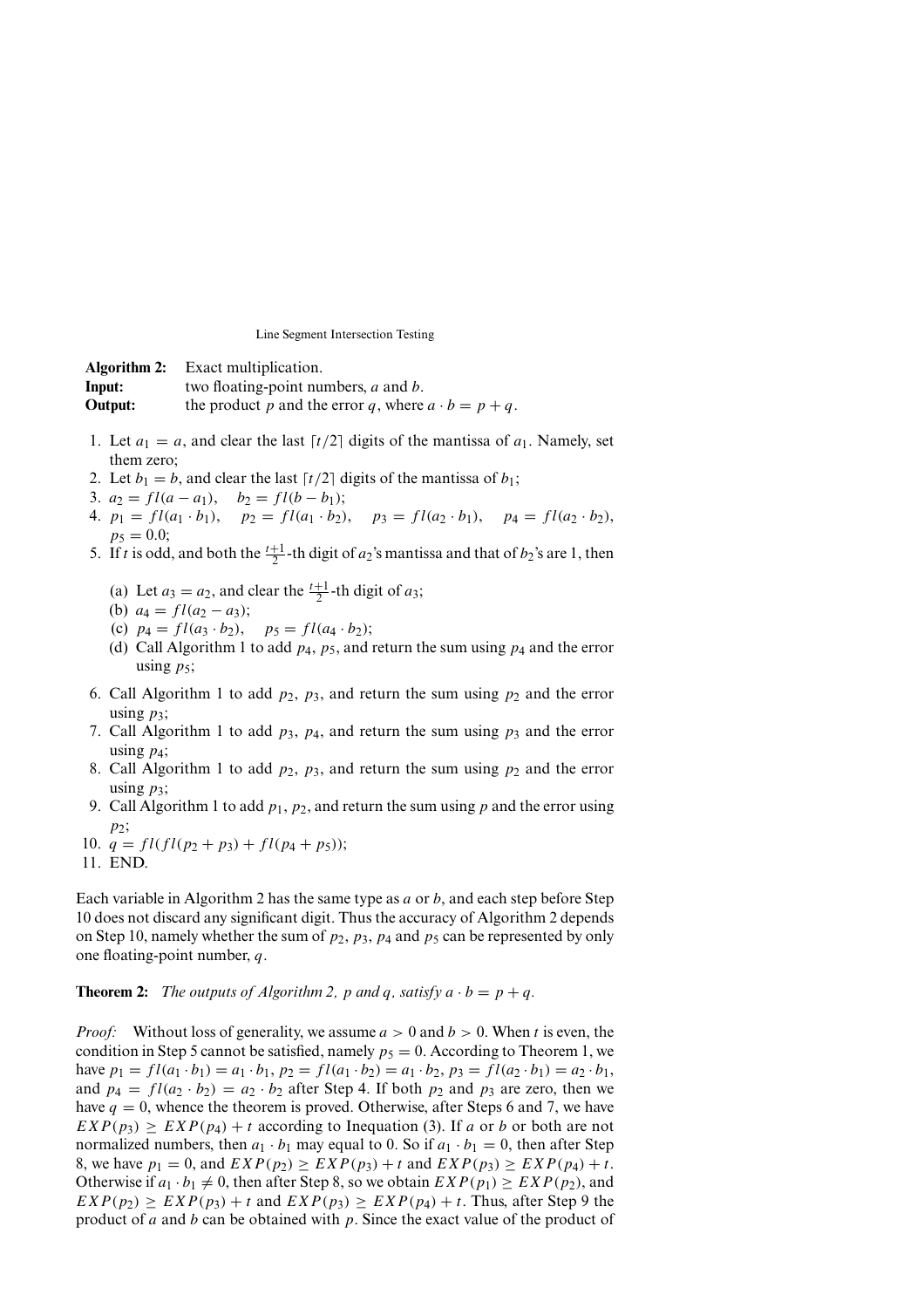**Algorithm 2:** Exact multiplication.
**Input:** two floating-point numbers, $a$ and $b$.
**Output:** the product $p$ and the error $q$, where $a \cdot b = p + q$.

1. Let $a_1 = a$, and clear the last $\lceil t/2 \rceil$ digits of the mantissa of $a_1$. Namely, set them zero;
2. Let $b_1 = b$, and clear the last $\lceil t/2 \rceil$ digits of the mantissa of $b_1$;
3. $a_2 = fl(a - a_1)$, $\quad b_2 = fl(b - b_1)$;
4. $p_1 = fl(a_1 \cdot b_1)$, $\quad p_2 = fl(a_1 \cdot b_2)$, $\quad p_3 = fl(a_2 \cdot b_1)$, $\quad p_4 = fl(a_2 \cdot b_2)$, $p_5 = 0.0$;
5. If $t$ is odd, and both the $\frac{t+1}{2}$-th digit of $a_2$'s mantissa and that of $b_2$'s are 1, then
   (a) Let $a_3 = a_2$, and clear the $\frac{t+1}{2}$-th digit of $a_3$;
   (b) $a_4 = fl(a_2 - a_3)$;
   (c) $p_4 = fl(a_3 \cdot b_2)$, $\quad p_5 = fl(a_4 \cdot b_2)$;
   (d) Call Algorithm 1 to add $p_4$, $p_5$, and return the sum using $p_4$ and the error using $p_5$;
6. Call Algorithm 1 to add $p_2$, $p_3$, and return the sum using $p_2$ and the error using $p_3$;
7. Call Algorithm 1 to add $p_3$, $p_4$, and return the sum using $p_3$ and the error using $p_4$;
8. Call Algorithm 1 to add $p_2$, $p_3$, and return the sum using $p_2$ and the error using $p_3$;
9. Call Algorithm 1 to add $p_1$, $p_2$, and return the sum using $p$ and the error using $p_2$;
10. $q = fl(fl(p_2 + p_3) + fl(p_4 + p_5))$;
11. END.

Each variable in Algorithm 2 has the same type as $a$ or $b$, and each step before Step 10 does not discard any significant digit. Thus the accuracy of Algorithm 2 depends on Step 10, namely whether the sum of $p_2$, $p_3$, $p_4$ and $p_5$ can be represented by only one floating-point number, $q$.

**Theorem 2:** *The outputs of Algorithm 2, p and q, satisfy $a \cdot b = p + q$.*

*Proof:* Without loss of generality, we assume $a > 0$ and $b > 0$. When $t$ is even, the condition in Step 5 cannot be satisfied, namely $p_5 = 0$. According to Theorem 1, we have $p_1 = fl(a_1 \cdot b_1) = a_1 \cdot b_1$, $p_2 = fl(a_1 \cdot b_2) = a_1 \cdot b_2$, $p_3 = fl(a_2 \cdot b_1) = a_2 \cdot b_1$, and $p_4 = fl(a_2 \cdot b_2) = a_2 \cdot b_2$ after Step 4. If both $p_2$ and $p_3$ are zero, then we have $q = 0$, whence the theorem is proved. Otherwise, after Steps 6 and 7, we have $EXP(p_3) \geq EXP(p_4) + t$ according to Inequation (3). If $a$ or $b$ or both are not normalized numbers, then $a_1 \cdot b_1$ may equal to 0. So if $a_1 \cdot b_1 = 0$, then after Step 8, we have $p_1 = 0$, and $EXP(p_2) \geq EXP(p_3) + t$ and $EXP(p_3) \geq EXP(p_4) + t$. Otherwise if $a_1 \cdot b_1 \neq 0$, then after Step 8, so we obtain $EXP(p_1) \geq EXP(p_2)$, and $EXP(p_2) \geq EXP(p_3) + t$ and $EXP(p_3) \geq EXP(p_4) + t$. Thus, after Step 9 the product of $a$ and $b$ can be obtained with $p$. Since the exact value of the product of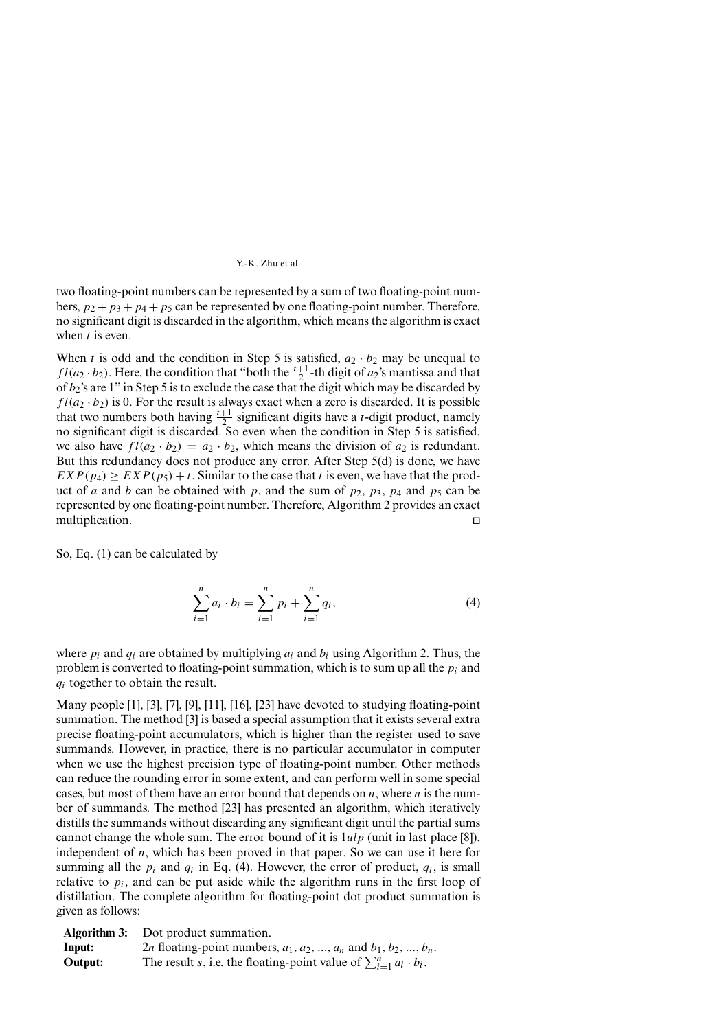two floating-point numbers can be represented by a sum of two floating-point numbers, $p_2 + p_3 + p_4 + p_5$ can be represented by one floating-point number. Therefore, no significant digit is discarded in the algorithm, which means the algorithm is exact when $t$ is even.

When $t$ is odd and the condition in Step 5 is satisfied, $a_2 \cdot b_2$ may be unequal to $fl(a_2 \cdot b_2)$. Here, the condition that "both the $\frac{t+1}{2}$-th digit of $a_2$'s mantissa and that of $b_2$'s are 1" in Step 5 is to exclude the case that the digit which may be discarded by $fl(a_2 \cdot b_2)$ is 0. For the result is always exact when a zero is discarded. It is possible that two numbers both having $\frac{t+1}{2}$ significant digits have a $t$-digit product, namely no significant digit is discarded. So even when the condition in Step 5 is satisfied, we also have $fl(a_2 \cdot b_2) = a_2 \cdot b_2$, which means the division of $a_2$ is redundant. But this redundancy does not produce any error. After Step 5(d) is done, we have $EXP(p_4) \geq EXP(p_5) + t$. Similar to the case that $t$ is even, we have that the product of $a$ and $b$ can be obtained with $p$, and the sum of $p_2$, $p_3$, $p_4$ and $p_5$ can be represented by one floating-point number. Therefore, Algorithm 2 provides an exact multiplication. □

So, Eq. (1) can be calculated by

$$\sum_{i=1}^{n} a_i \cdot b_i = \sum_{i=1}^{n} p_i + \sum_{i=1}^{n} q_i, \tag{4}$$

where $p_i$ and $q_i$ are obtained by multiplying $a_i$ and $b_i$ using Algorithm 2. Thus, the problem is converted to floating-point summation, which is to sum up all the $p_i$ and $q_i$ together to obtain the result.

Many people [1], [3], [7], [9], [11], [16], [23] have devoted to studying floating-point summation. The method [3] is based a special assumption that it exists several extra precise floating-point accumulators, which is higher than the register used to save summands. However, in practice, there is no particular accumulator in computer when we use the highest precision type of floating-point number. Other methods can reduce the rounding error in some extent, and can perform well in some special cases, but most of them have an error bound that depends on $n$, where $n$ is the number of summands. The method [23] has presented an algorithm, which iteratively distills the summands without discarding any significant digit until the partial sums cannot change the whole sum. The error bound of it is $1ulp$ (unit in last place [8]), independent of $n$, which has been proved in that paper. So we can use it here for summing all the $p_i$ and $q_i$ in Eq. (4). However, the error of product, $q_i$, is small relative to $p_i$, and can be put aside while the algorithm runs in the first loop of distillation. The complete algorithm for floating-point dot product summation is given as follows:

**Algorithm 3:** Dot product summation.
**Input:** $2n$ floating-point numbers, $a_1, a_2, ..., a_n$ and $b_1, b_2, ..., b_n$.
**Output:** The result $s$, i.e. the floating-point value of $\sum_{i=1}^{n} a_i \cdot b_i$.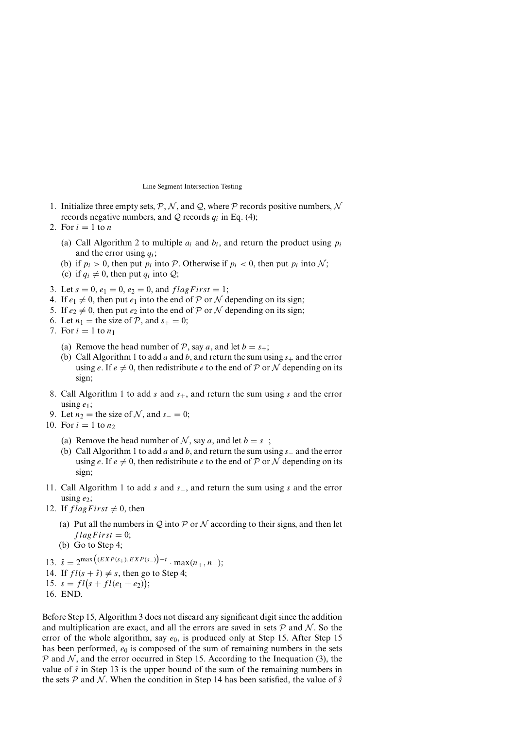1. Initialize three empty sets, $\mathcal{P}$, $\mathcal{N}$, and $\mathcal{Q}$, where $\mathcal{P}$ records positive numbers, $\mathcal{N}$ records negative numbers, and $\mathcal{Q}$ records $q_i$ in Eq. (4);
2. For $i = 1$ to $n$
   (a) Call Algorithm 2 to multiple $a_i$ and $b_i$, and return the product using $p_i$ and the error using $q_i$;
   (b) if $p_i > 0$, then put $p_i$ into $\mathcal{P}$. Otherwise if $p_i < 0$, then put $p_i$ into $\mathcal{N}$;
   (c) if $q_i \neq 0$, then put $q_i$ into $\mathcal{Q}$;
3. Let $s = 0$, $e_1 = 0$, $e_2 = 0$, and $flagFirst = 1$;
4. If $e_1 \neq 0$, then put $e_1$ into the end of $\mathcal{P}$ or $\mathcal{N}$ depending on its sign;
5. If $e_2 \neq 0$, then put $e_2$ into the end of $\mathcal{P}$ or $\mathcal{N}$ depending on its sign;
6. Let $n_1 =$ the size of $\mathcal{P}$, and $s_+ = 0$;
7. For $i = 1$ to $n_1$
   (a) Remove the head number of $\mathcal{P}$, say $a$, and let $b = s_+$;
   (b) Call Algorithm 1 to add $a$ and $b$, and return the sum using $s_+$ and the error using $e$. If $e \neq 0$, then redistribute $e$ to the end of $\mathcal{P}$ or $\mathcal{N}$ depending on its sign;
8. Call Algorithm 1 to add $s$ and $s_+$, and return the sum using $s$ and the error using $e_1$;
9. Let $n_2 =$ the size of $\mathcal{N}$, and $s_- = 0$;
10. For $i = 1$ to $n_2$
    (a) Remove the head number of $\mathcal{N}$, say $a$, and let $b = s_-$;
    (b) Call Algorithm 1 to add $a$ and $b$, and return the sum using $s_-$ and the error using $e$. If $e \neq 0$, then redistribute $e$ to the end of $\mathcal{P}$ or $\mathcal{N}$ depending on its sign;
11. Call Algorithm 1 to add $s$ and $s_-$, and return the sum using $s$ and the error using $e_2$;
12. If $flagFirst \neq 0$, then
    (a) Put all the numbers in $\mathcal{Q}$ into $\mathcal{P}$ or $\mathcal{N}$ according to their signs, and then let $flagFirst = 0$;
    (b) Go to Step 4;
13. $\hat{s} = 2^{\max\left((EXP(s_+), EXP(s_-)\right)-t} \cdot \max(n_+, n_-)$;
14. If $fl(s + \hat{s}) \neq s$, then go to Step 4;
15. $s = fl\big(s + fl(e_1 + e_2)\big)$;
16. END.

Before Step 15, Algorithm 3 does not discard any significant digit since the addition and multiplication are exact, and all the errors are saved in sets $\mathcal{P}$ and $\mathcal{N}$. So the error of the whole algorithm, say $e_0$, is produced only at Step 15. After Step 15 has been performed, $e_0$ is composed of the sum of remaining numbers in the sets $\mathcal{P}$ and $\mathcal{N}$, and the error occurred in Step 15. According to the Inequation (3), the value of $\hat{s}$ in Step 13 is the upper bound of the sum of the remaining numbers in the sets $\mathcal{P}$ and $\mathcal{N}$. When the condition in Step 14 has been satisfied, the value of $\hat{s}$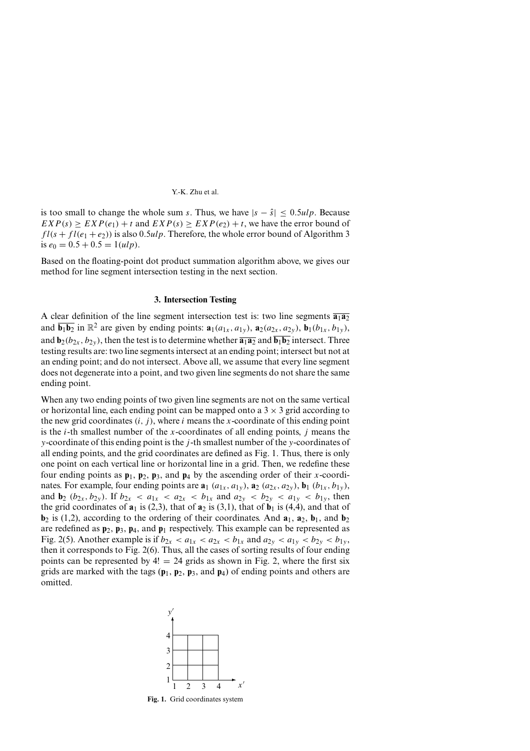is too small to change the whole sum $s$. Thus, we have $|s - \hat{s}| \leq 0.5ulp$. Because $EXP(s) \geq EXP(e_1) + t$ and $EXP(s) \geq EXP(e_2) + t$, we have the error bound of $fl(s + fl(e_1 + e_2))$ is also $0.5ulp$. Therefore, the whole error bound of Algorithm 3 is $e_0 = 0.5 + 0.5 = 1(ulp)$.

Based on the floating-point dot product summation algorithm above, we gives our method for line segment intersection testing in the next section.

## 3. Intersection Testing

A clear definition of the line segment intersection test is: two line segments $\overline{\mathbf{a}_1\mathbf{a}_2}$ and $\overline{\mathbf{b}_1\mathbf{b}_2}$ in $\mathbb{R}^2$ are given by ending points: $\mathbf{a}_1(a_{1x}, a_{1y})$, $\mathbf{a}_2(a_{2x}, a_{2y})$, $\mathbf{b}_1(b_{1x}, b_{1y})$, and $\mathbf{b}_2(b_{2x}, b_{2y})$, then the test is to determine whether $\overline{\mathbf{a}_1\mathbf{a}_2}$ and $\overline{\mathbf{b}_1\mathbf{b}_2}$ intersect. Three testing results are: two line segments intersect at an ending point; intersect but not at an ending point; and do not intersect. Above all, we assume that every line segment does not degenerate into a point, and two given line segments do not share the same ending point.

When any two ending points of two given line segments are not on the same vertical or horizontal line, each ending point can be mapped onto a $3 \times 3$ grid according to the new grid coordinates $(i, j)$, where $i$ means the $x$-coordinate of this ending point is the $i$-th smallest number of the $x$-coordinates of all ending points, $j$ means the $y$-coordinate of this ending point is the $j$-th smallest number of the $y$-coordinates of all ending points, and the grid coordinates are defined as Fig. 1. Thus, there is only one point on each vertical line or horizontal line in a grid. Then, we redefine these four ending points as $\mathbf{p}_1$, $\mathbf{p}_2$, $\mathbf{p}_3$, and $\mathbf{p}_4$ by the ascending order of their $x$-coordinates. For example, four ending points are $\mathbf{a}_1$ $(a_{1x}, a_{1y})$, $\mathbf{a}_2$ $(a_{2x}, a_{2y})$, $\mathbf{b}_1$ $(b_{1x}, b_{1y})$, and $\mathbf{b}_2$ $(b_{2x}, b_{2y})$. If $b_{2x} < a_{1x} < a_{2x} < b_{1x}$ and $a_{2y} < b_{2y} < a_{1y} < b_{1y}$, then the grid coordinates of $\mathbf{a}_1$ is (2,3), that of $\mathbf{a}_2$ is (3,1), that of $\mathbf{b}_1$ is (4,4), and that of $\mathbf{b}_2$ is (1,2), according to the ordering of their coordinates. And $\mathbf{a}_1$, $\mathbf{a}_2$, $\mathbf{b}_1$, and $\mathbf{b}_2$ are redefined as $\mathbf{p}_2$, $\mathbf{p}_3$, $\mathbf{p}_4$, and $\mathbf{p}_1$ respectively. This example can be represented as Fig. 2(5). Another example is if $b_{2x} < a_{1x} < a_{2x} < b_{1x}$ and $a_{2y} < a_{1y} < b_{2y} < b_{1y}$, then it corresponds to Fig. 2(6). Thus, all the cases of sorting results of four ending points can be represented by $4! = 24$ grids as shown in Fig. 2, where the first six grids are marked with the tags ($\mathbf{p}_1$, $\mathbf{p}_2$, $\mathbf{p}_3$, and $\mathbf{p}_4$) of ending points and others are omitted.

**Fig. 1.** Grid coordinates system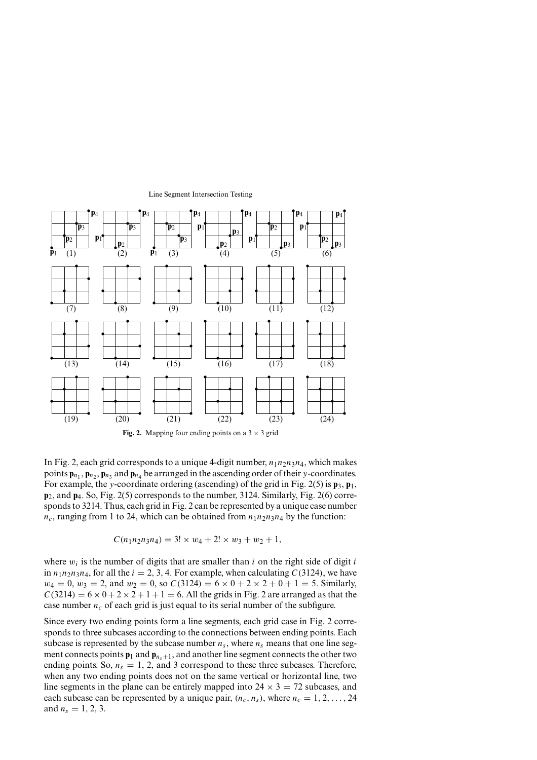**Fig. 2.** Mapping four ending points on a $3 \times 3$ grid

In Fig. 2, each grid corresponds to a unique 4-digit number, $n_1n_2n_3n_4$, which makes points $\mathbf{p}_{n_1}$, $\mathbf{p}_{n_2}$, $\mathbf{p}_{n_3}$ and $\mathbf{p}_{n_4}$ be arranged in the ascending order of their $y$-coordinates. For example, the $y$-coordinate ordering (ascending) of the grid in Fig. 2(5) is $\mathbf{p}_3$, $\mathbf{p}_1$, $\mathbf{p}_2$, and $\mathbf{p}_4$. So, Fig. 2(5) corresponds to the number, 3124. Similarly, Fig. 2(6) corresponds to 3214. Thus, each grid in Fig. 2 can be represented by a unique case number $n_c$, ranging from 1 to 24, which can be obtained from $n_1n_2n_3n_4$ by the function:

$$C(n_1n_2n_3n_4) = 3! \times w_4 + 2! \times w_3 + w_2 + 1,$$

where $w_i$ is the number of digits that are smaller than $i$ on the right side of digit $i$ in $n_1n_2n_3n_4$, for all the $i = 2, 3, 4$. For example, when calculating $C(3124)$, we have $w_4 = 0$, $w_3 = 2$, and $w_2 = 0$, so $C(3124) = 6 \times 0 + 2 \times 2 + 0 + 1 = 5$. Similarly, $C(3214) = 6 \times 0 + 2 \times 2 + 1 + 1 = 6$. All the grids in Fig. 2 are arranged as that the case number $n_c$ of each grid is just equal to its serial number of the subfigure.

Since every two ending points form a line segments, each grid case in Fig. 2 corresponds to three subcases according to the connections between ending points. Each subcase is represented by the subcase number $n_s$, where $n_s$ means that one line segment connects points $\mathbf{p}_1$ and $\mathbf{p}_{n_s+1}$, and another line segment connects the other two ending points. So, $n_s = 1$, 2, and 3 correspond to these three subcases. Therefore, when any two ending points does not on the same vertical or horizontal line, two line segments in the plane can be entirely mapped into $24 \times 3 = 72$ subcases, and each subcase can be represented by a unique pair, $(n_c, n_s)$, where $n_c = 1, 2, \ldots, 24$ and $n_s = 1, 2, 3$.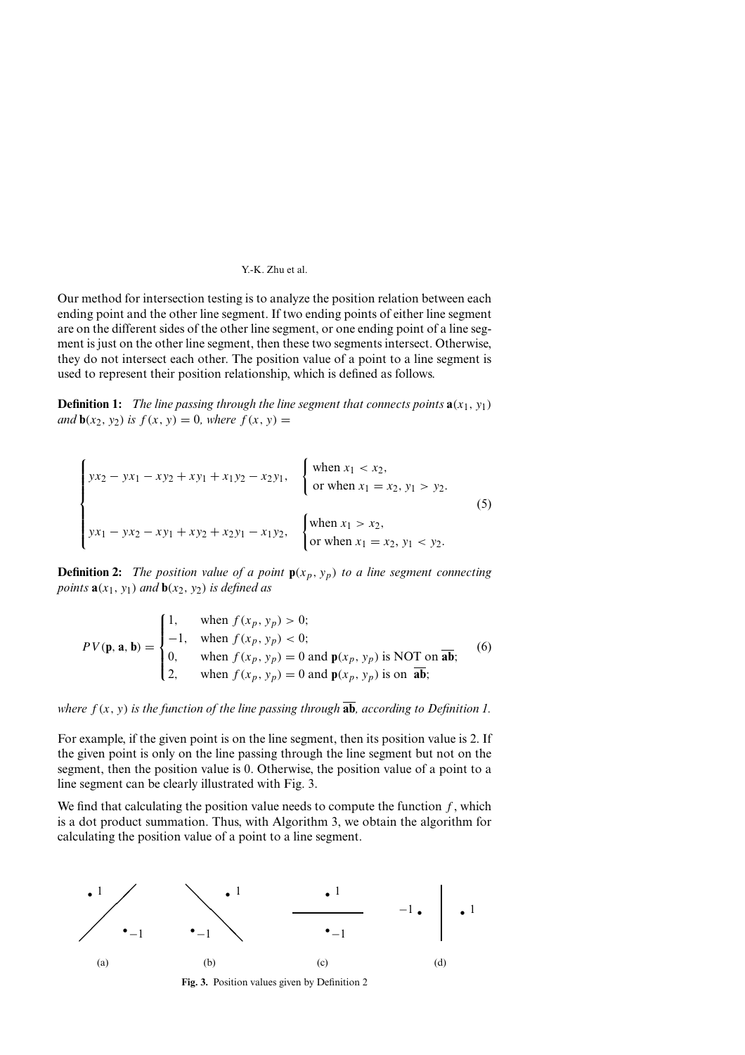Our method for intersection testing is to analyze the position relation between each ending point and the other line segment. If two ending points of either line segment are on the different sides of the other line segment, or one ending point of a line segment is just on the other line segment, then these two segments intersect. Otherwise, they do not intersect each other. The position value of a point to a line segment is used to represent their position relationship, which is defined as follows.

**Definition 1:** *The line passing through the line segment that connects points* $\mathbf{a}(x_1, y_1)$ *and* $\mathbf{b}(x_2, y_2)$ *is* $f(x, y) = 0$*, where* $f(x, y) =$

$$
\begin{cases}
yx_2 - yx_1 - xy_2 + xy_1 + x_1y_2 - x_2y_1, & \begin{cases} \text{when } x_1 < x_2, \\ \text{or when } x_1 = x_2, y_1 > y_2. \end{cases} \\[2ex]
yx_1 - yx_2 - xy_1 + xy_2 + x_2y_1 - x_1y_2, & \begin{cases} \text{when } x_1 > x_2, \\ \text{or when } x_1 = x_2, y_1 < y_2. \end{cases}
\end{cases}
\tag{5}
$$

**Definition 2:** *The position value of a point* $\mathbf{p}(x_p, y_p)$ *to a line segment connecting points* $\mathbf{a}(x_1, y_1)$ *and* $\mathbf{b}(x_2, y_2)$ *is defined as*

$$
PV(\mathbf{p}, \mathbf{a}, \mathbf{b}) = \begin{cases}
1, & \text{when } f(x_p, y_p) > 0; \\
-1, & \text{when } f(x_p, y_p) < 0; \\
0, & \text{when } f(x_p, y_p) = 0 \text{ and } \mathbf{p}(x_p, y_p) \text{ is NOT on } \overline{\mathbf{ab}}; \\
2, & \text{when } f(x_p, y_p) = 0 \text{ and } \mathbf{p}(x_p, y_p) \text{ is on } \overline{\mathbf{ab}};
\end{cases}
\tag{6}
$$

*where* $f(x, y)$ *is the function of the line passing through* $\overline{\mathbf{ab}}$*, according to Definition 1.*

For example, if the given point is on the line segment, then its position value is 2. If the given point is only on the line passing through the line segment but not on the segment, then the position value is 0. Otherwise, the position value of a point to a line segment can be clearly illustrated with Fig. 3.

We find that calculating the position value needs to compute the function $f$, which is a dot product summation. Thus, with Algorithm 3, we obtain the algorithm for calculating the position value of a point to a line segment.

**Fig. 3.** Position values given by Definition 2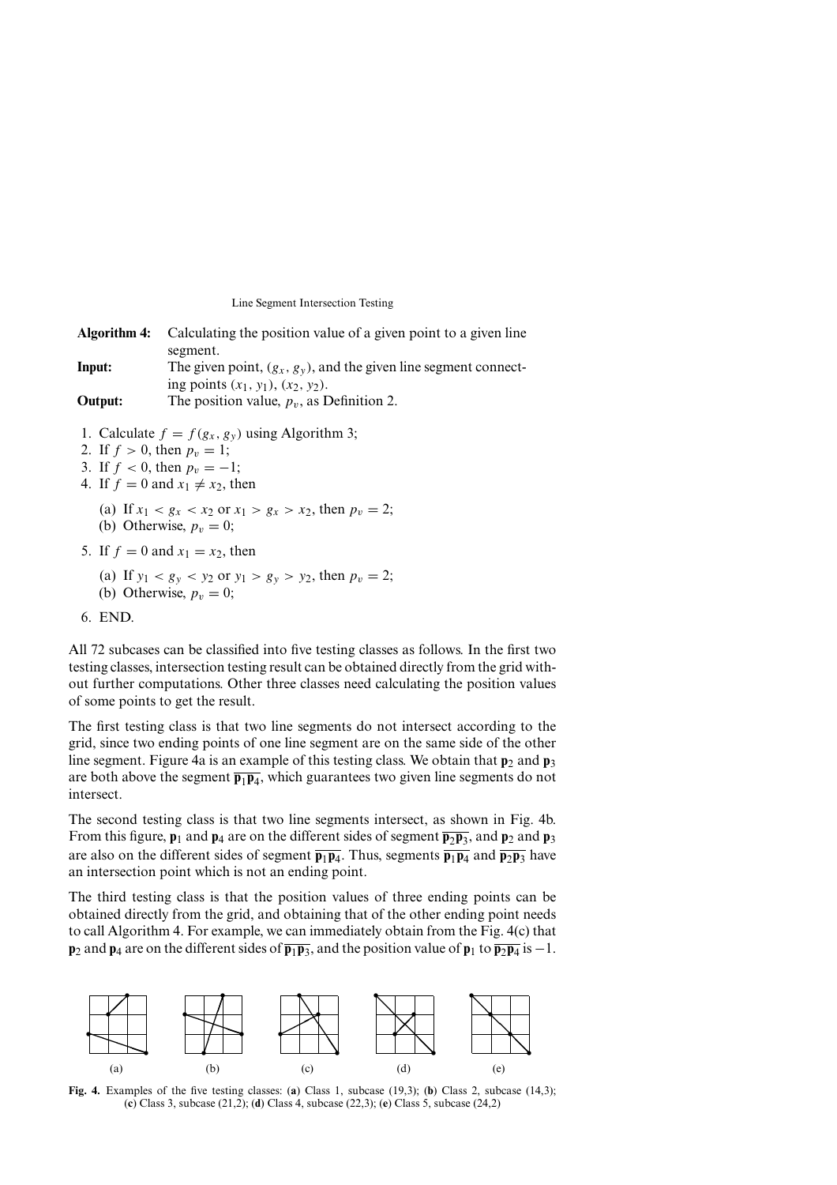**Algorithm 4:** Calculating the position value of a given point to a given line segment.

**Input:** The given point, $(g_x, g_y)$, and the given line segment connecting points $(x_1, y_1)$, $(x_2, y_2)$.

**Output:** The position value, $p_v$, as Definition 2.

1. Calculate $f = f(g_x, g_y)$ using Algorithm 3;
2. If $f > 0$, then $p_v = 1$;
3. If $f < 0$, then $p_v = -1$;
4. If $f = 0$ and $x_1 \neq x_2$, then
   (a) If $x_1 < g_x < x_2$ or $x_1 > g_x > x_2$, then $p_v = 2$;
   (b) Otherwise, $p_v = 0$;
5. If $f = 0$ and $x_1 = x_2$, then
   (a) If $y_1 < g_y < y_2$ or $y_1 > g_y > y_2$, then $p_v = 2$;
   (b) Otherwise, $p_v = 0$;
6. END.

All 72 subcases can be classified into five testing classes as follows. In the first two testing classes, intersection testing result can be obtained directly from the grid without further computations. Other three classes need calculating the position values of some points to get the result.

The first testing class is that two line segments do not intersect according to the grid, since two ending points of one line segment are on the same side of the other line segment. Figure 4a is an example of this testing class. We obtain that $\mathbf{p}_2$ and $\mathbf{p}_3$ are both above the segment $\overline{\mathbf{p}_1\mathbf{p}_4}$, which guarantees two given line segments do not intersect.

The second testing class is that two line segments intersect, as shown in Fig. 4b. From this figure, $\mathbf{p}_1$ and $\mathbf{p}_4$ are on the different sides of segment $\overline{\mathbf{p}_2\mathbf{p}_3}$, and $\mathbf{p}_2$ and $\mathbf{p}_3$ are also on the different sides of segment $\overline{\mathbf{p}_1\mathbf{p}_4}$. Thus, segments $\overline{\mathbf{p}_1\mathbf{p}_4}$ and $\overline{\mathbf{p}_2\mathbf{p}_3}$ have an intersection point which is not an ending point.

The third testing class is that the position values of three ending points can be obtained directly from the grid, and obtaining that of the other ending point needs to call Algorithm 4. For example, we can immediately obtain from the Fig. 4(c) that $\mathbf{p}_2$ and $\mathbf{p}_4$ are on the different sides of $\overline{\mathbf{p}_1\mathbf{p}_3}$, and the position value of $\mathbf{p}_1$ to $\overline{\mathbf{p}_2\mathbf{p}_4}$ is $-1$.

(a) (b) (c) (d) (e)

**Fig. 4.** Examples of the five testing classes: (**a**) Class 1, subcase (19,3); (**b**) Class 2, subcase (14,3); (**c**) Class 3, subcase (21,2); (**d**) Class 4, subcase (22,3); (**e**) Class 5, subcase (24,2)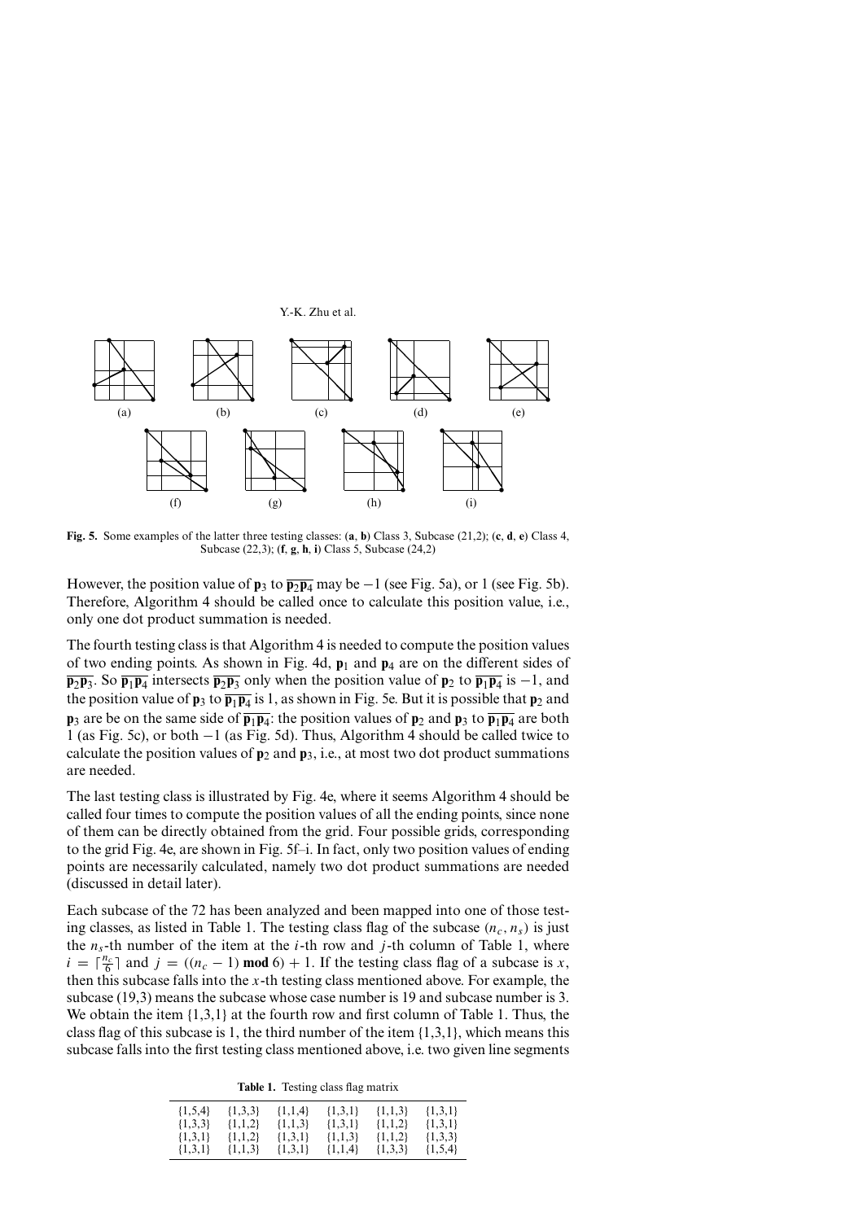**Fig. 5.** Some examples of the latter three testing classes: (**a**, **b**) Class 3, Subcase (21,2); (**c**, **d**, **e**) Class 4, Subcase (22,3); (**f**, **g**, **h**, **i**) Class 5, Subcase (24,2)

However, the position value of $\mathbf{p}_3$ to $\overline{\mathbf{p}_2\mathbf{p}_4}$ may be $-1$ (see Fig. 5a), or 1 (see Fig. 5b). Therefore, Algorithm 4 should be called once to calculate this position value, i.e., only one dot product summation is needed.

The fourth testing class is that Algorithm 4 is needed to compute the position values of two ending points. As shown in Fig. 4d, $\mathbf{p}_1$ and $\mathbf{p}_4$ are on the different sides of $\overline{\mathbf{p}_2\mathbf{p}_3}$. So $\overline{\mathbf{p}_1\mathbf{p}_4}$ intersects $\overline{\mathbf{p}_2\mathbf{p}_3}$ only when the position value of $\mathbf{p}_2$ to $\overline{\mathbf{p}_1\mathbf{p}_4}$ is $-1$, and the position value of $\mathbf{p}_3$ to $\overline{\mathbf{p}_1\mathbf{p}_4}$ is 1, as shown in Fig. 5e. But it is possible that $\mathbf{p}_2$ and $\mathbf{p}_3$ are be on the same side of $\overline{\mathbf{p}_1\mathbf{p}_4}$: the position values of $\mathbf{p}_2$ and $\mathbf{p}_3$ to $\overline{\mathbf{p}_1\mathbf{p}_4}$ are both 1 (as Fig. 5c), or both $-1$ (as Fig. 5d). Thus, Algorithm 4 should be called twice to calculate the position values of $\mathbf{p}_2$ and $\mathbf{p}_3$, i.e., at most two dot product summations are needed.

The last testing class is illustrated by Fig. 4e, where it seems Algorithm 4 should be called four times to compute the position values of all the ending points, since none of them can be directly obtained from the grid. Four possible grids, corresponding to the grid Fig. 4e, are shown in Fig. 5f–i. In fact, only two position values of ending points are necessarily calculated, namely two dot product summations are needed (discussed in detail later).

Each subcase of the 72 has been analyzed and been mapped into one of those testing classes, as listed in Table 1. The testing class flag of the subcase $(n_c, n_s)$ is just the $n_s$-th number of the item at the $i$-th row and $j$-th column of Table 1, where $i = \lceil \frac{n_c}{6} \rceil$ and $j = ((n_c - 1) \textbf{ mod } 6) + 1$. If the testing class flag of a subcase is $x$, then this subcase falls into the $x$-th testing class mentioned above. For example, the subcase (19,3) means the subcase whose case number is 19 and subcase number is 3. We obtain the item {1,3,1} at the fourth row and first column of Table 1. Thus, the class flag of this subcase is 1, the third number of the item {1,3,1}, which means this subcase falls into the first testing class mentioned above, i.e. two given line segments

**Table 1.** Testing class flag matrix

| | | | | | |
|---|---|---|---|---|---|
| {1,5,4} | {1,3,3} | {1,1,4} | {1,3,1} | {1,1,3} | {1,3,1} |
| {1,3,3} | {1,1,2} | {1,1,3} | {1,3,1} | {1,1,2} | {1,3,1} |
| {1,3,1} | {1,1,2} | {1,3,1} | {1,1,3} | {1,1,2} | {1,3,3} |
| {1,3,1} | {1,1,3} | {1,3,1} | {1,1,4} | {1,3,3} | {1,5,4} |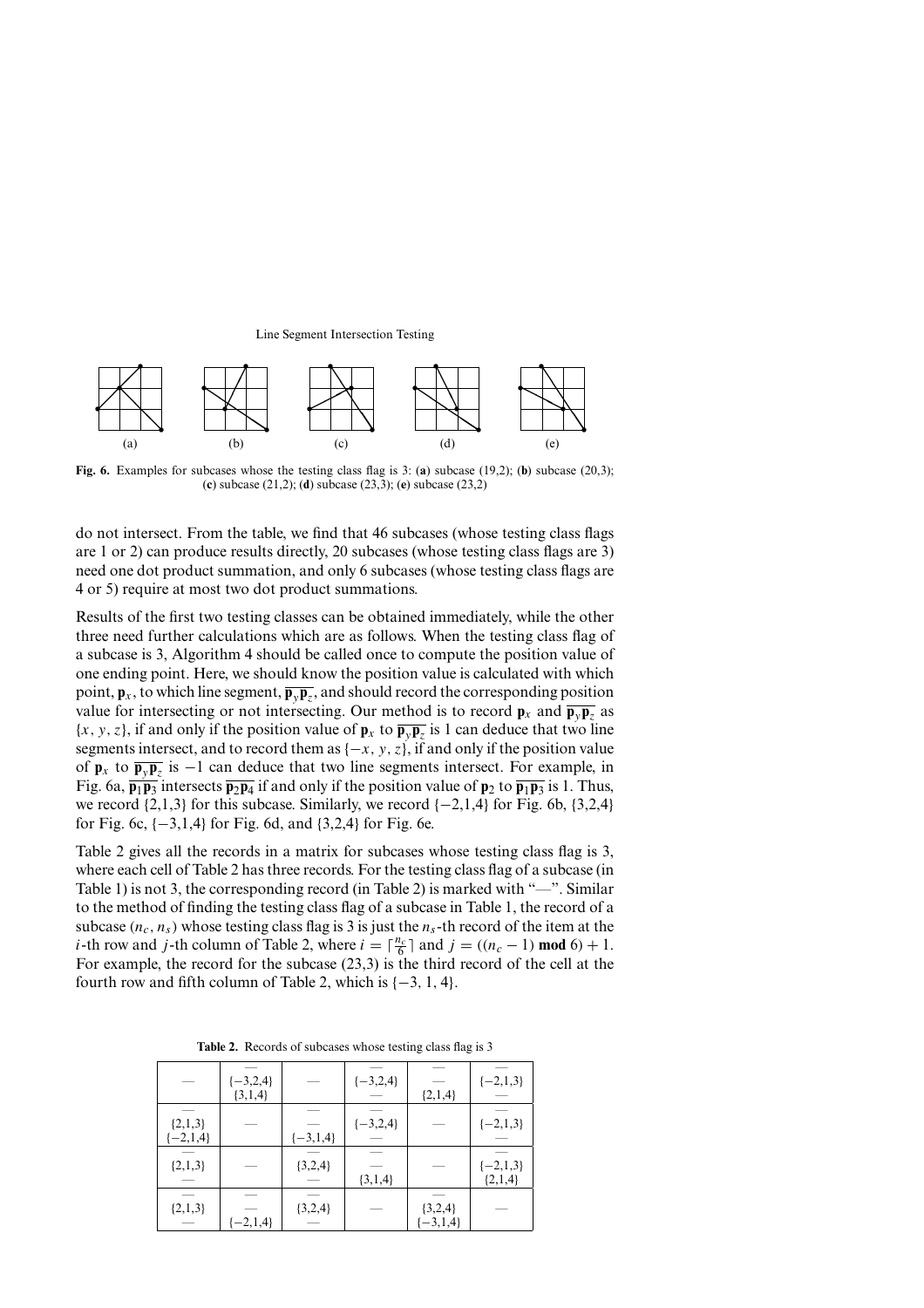Fig. 6. Examples for subcases whose the testing class flag is 3: (**a**) subcase (19,2); (**b**) subcase (20,3); (**c**) subcase (21,2); (**d**) subcase (23,3); (**e**) subcase (23,2)

do not intersect. From the table, we find that 46 subcases (whose testing class flags are 1 or 2) can produce results directly, 20 subcases (whose testing class flags are 3) need one dot product summation, and only 6 subcases (whose testing class flags are 4 or 5) require at most two dot product summations.

Results of the first two testing classes can be obtained immediately, while the other three need further calculations which are as follows. When the testing class flag of a subcase is 3, Algorithm 4 should be called once to compute the position value of one ending point. Here, we should know the position value is calculated with which point, $\mathbf{p}_x$, to which line segment, $\overline{\mathbf{p}_y\mathbf{p}_z}$, and should record the corresponding position value for intersecting or not intersecting. Our method is to record $\mathbf{p}_x$ and $\overline{\mathbf{p}_y\mathbf{p}_z}$ as $\{x, y, z\}$, if and only if the position value of $\mathbf{p}_x$ to $\overline{\mathbf{p}_y\mathbf{p}_z}$ is 1 can deduce that two line segments intersect, and to record them as $\{-x, y, z\}$, if and only if the position value of $\mathbf{p}_x$ to $\overline{\mathbf{p}_y\mathbf{p}_z}$ is $-1$ can deduce that two line segments intersect. For example, in Fig. 6a, $\overline{\mathbf{p}_1\mathbf{p}_3}$ intersects $\overline{\mathbf{p}_2\mathbf{p}_4}$ if and only if the position value of $\mathbf{p}_2$ to $\overline{\mathbf{p}_1\mathbf{p}_3}$ is 1. Thus, we record {2,1,3} for this subcase. Similarly, we record {−2,1,4} for Fig. 6b, {3,2,4} for Fig. 6c, {−3,1,4} for Fig. 6d, and {3,2,4} for Fig. 6e.

Table 2 gives all the records in a matrix for subcases whose testing class flag is 3, where each cell of Table 2 has three records. For the testing class flag of a subcase (in Table 1) is not 3, the corresponding record (in Table 2) is marked with "—". Similar to the method of finding the testing class flag of a subcase in Table 1, the record of a subcase $(n_c, n_s)$ whose testing class flag is 3 is just the $n_s$-th record of the item at the $i$-th row and $j$-th column of Table 2, where $i = \lceil \frac{n_c}{6} \rceil$ and $j = ((n_c - 1) \textbf{ mod } 6) + 1$. For example, the record for the subcase (23,3) is the third record of the cell at the fourth row and fifth column of Table 2, which is $\{-3, 1, 4\}$.

**Table 2.** Records of subcases whose testing class flag is 3

| | | | | | |
|---|---|---|---|---|---|
| — | — <br> {−3,2,4} <br> {3,1,4} | — | — <br> {−3,2,4} <br> — | — <br> — <br> {2,1,4} | — <br> {−2,1,3} <br> — |
| — <br> {2,1,3} <br> {−2,1,4} | — | — <br> — <br> {−3,1,4} | — <br> {−3,2,4} <br> — | — | — <br> {−2,1,3} <br> — |
| — <br> {2,1,3} <br> — | — | — <br> {3,2,4} <br> — | — <br> — <br> {3,1,4} | — | — <br> {−2,1,3} <br> {2,1,4} |
| — <br> {2,1,3} <br> — | — <br> — <br> {−2,1,4} | — <br> {3,2,4} <br> — | — | — <br> {3,2,4} <br> {−3,1,4} | — |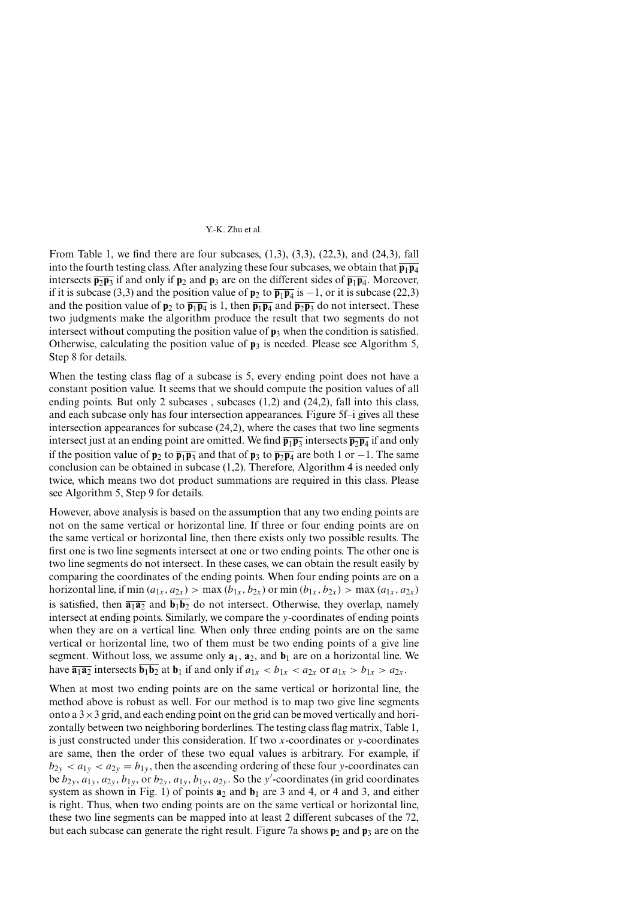From Table 1, we find there are four subcases, (1,3), (3,3), (22,3), and (24,3), fall into the fourth testing class. After analyzing these four subcases, we obtain that $\overline{\mathbf{p}_1\mathbf{p}_4}$ intersects $\overline{\mathbf{p}_2\mathbf{p}_3}$ if and only if $\mathbf{p}_2$ and $\mathbf{p}_3$ are on the different sides of $\overline{\mathbf{p}_1\mathbf{p}_4}$. Moreover, if it is subcase (3,3) and the position value of $\mathbf{p}_2$ to $\overline{\mathbf{p}_1\mathbf{p}_4}$ is $-1$, or it is subcase (22,3) and the position value of $\mathbf{p}_2$ to $\overline{\mathbf{p}_1\mathbf{p}_4}$ is 1, then $\overline{\mathbf{p}_1\mathbf{p}_4}$ and $\overline{\mathbf{p}_2\mathbf{p}_3}$ do not intersect. These two judgments make the algorithm produce the result that two segments do not intersect without computing the position value of $\mathbf{p}_3$ when the condition is satisfied. Otherwise, calculating the position value of $\mathbf{p}_3$ is needed. Please see Algorithm 5, Step 8 for details.

When the testing class flag of a subcase is 5, every ending point does not have a constant position value. It seems that we should compute the position values of all ending points. But only 2 subcases , subcases (1,2) and (24,2), fall into this class, and each subcase only has four intersection appearances. Figure 5f–i gives all these intersection appearances for subcase (24,2), where the cases that two line segments intersect just at an ending point are omitted. We find $\overline{\mathbf{p}_1\mathbf{p}_3}$ intersects $\overline{\mathbf{p}_2\mathbf{p}_4}$ if and only if the position value of $\mathbf{p}_2$ to $\overline{\mathbf{p}_1\mathbf{p}_3}$ and that of $\mathbf{p}_3$ to $\overline{\mathbf{p}_2\mathbf{p}_4}$ are both 1 or $-1$. The same conclusion can be obtained in subcase (1,2). Therefore, Algorithm 4 is needed only twice, which means two dot product summations are required in this class. Please see Algorithm 5, Step 9 for details.

However, above analysis is based on the assumption that any two ending points are not on the same vertical or horizontal line. If three or four ending points are on the same vertical or horizontal line, then there exists only two possible results. The first one is two line segments intersect at one or two ending points. The other one is two line segments do not intersect. In these cases, we can obtain the result easily by comparing the coordinates of the ending points. When four ending points are on a horizontal line, if $\min(a_{1x}, a_{2x}) > \max(b_{1x}, b_{2x})$ or $\min(b_{1x}, b_{2x}) > \max(a_{1x}, a_{2x})$ is satisfied, then $\overline{\mathbf{a}_1\mathbf{a}_2}$ and $\overline{\mathbf{b}_1\mathbf{b}_2}$ do not intersect. Otherwise, they overlap, namely intersect at ending points. Similarly, we compare the $y$-coordinates of ending points when they are on a vertical line. When only three ending points are on the same vertical or horizontal line, two of them must be two ending points of a give line segment. Without loss, we assume only $\mathbf{a}_1$, $\mathbf{a}_2$, and $\mathbf{b}_1$ are on a horizontal line. We have $\overline{\mathbf{a}_1\mathbf{a}_2}$ intersects $\overline{\mathbf{b}_1\mathbf{b}_2}$ at $\mathbf{b}_1$ if and only if $a_{1x} < b_{1x} < a_{2x}$ or $a_{1x} > b_{1x} > a_{2x}$.

When at most two ending points are on the same vertical or horizontal line, the method above is robust as well. For our method is to map two give line segments onto a $3 \times 3$ grid, and each ending point on the grid can be moved vertically and horizontally between two neighboring borderlines. The testing class flag matrix, Table 1, is just constructed under this consideration. If two $x$-coordinates or $y$-coordinates are same, then the order of these two equal values is arbitrary. For example, if $b_{2y} < a_{1y} < a_{2y} = b_{1y}$, then the ascending ordering of these four $y$-coordinates can be $b_{2y}, a_{1y}, a_{2y}, b_{1y}$, or $b_{2y}, a_{1y}, b_{1y}, a_{2y}$. So the $y'$-coordinates (in grid coordinates system as shown in Fig. 1) of points $\mathbf{a}_2$ and $\mathbf{b}_1$ are 3 and 4, or 4 and 3, and either is right. Thus, when two ending points are on the same vertical or horizontal line, these two line segments can be mapped into at least 2 different subcases of the 72, but each subcase can generate the right result. Figure 7a shows $\mathbf{p}_2$ and $\mathbf{p}_3$ are on the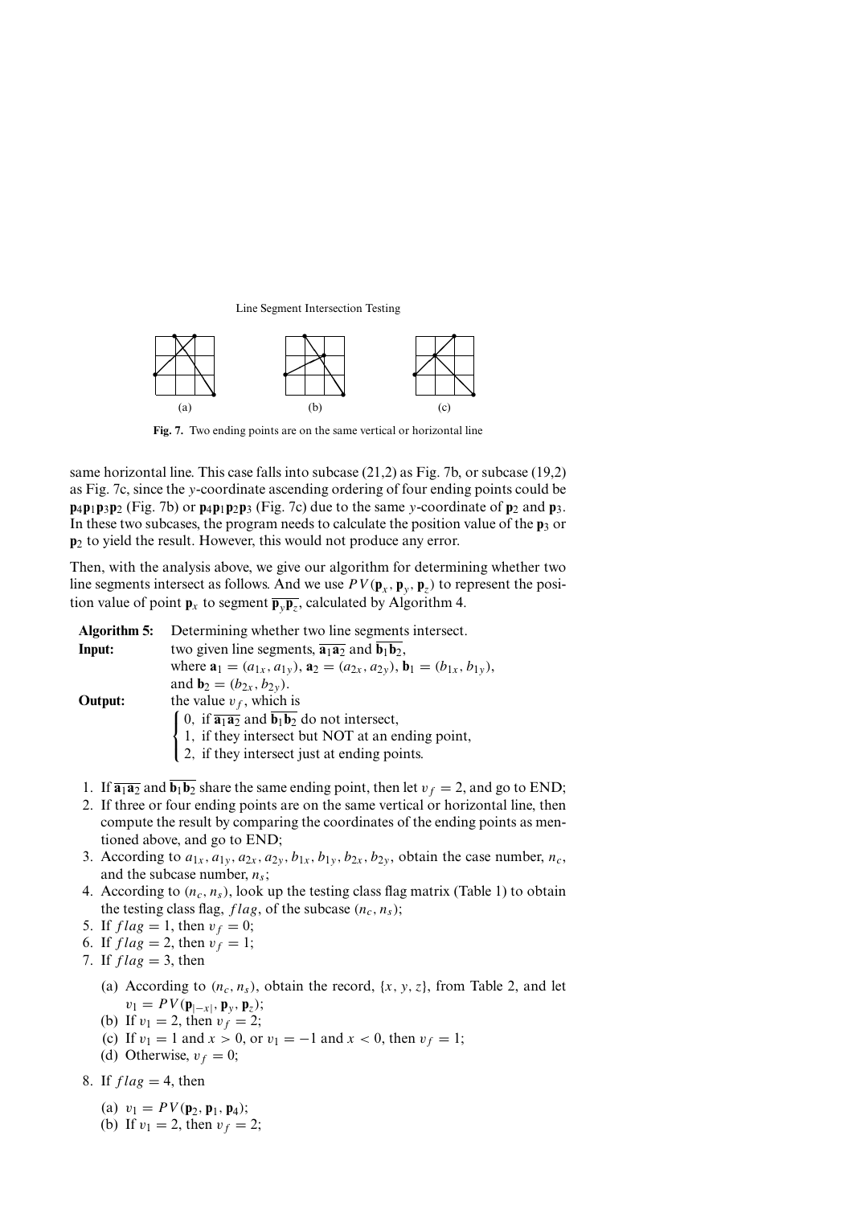(a) (b) (c)

**Fig. 7.** Two ending points are on the same vertical or horizontal line

same horizontal line. This case falls into subcase (21,2) as Fig. 7b, or subcase (19,2) as Fig. 7c, since the $y$-coordinate ascending ordering of four ending points could be $\mathbf{p}_4\mathbf{p}_1\mathbf{p}_3\mathbf{p}_2$ (Fig. 7b) or $\mathbf{p}_4\mathbf{p}_1\mathbf{p}_2\mathbf{p}_3$ (Fig. 7c) due to the same $y$-coordinate of $\mathbf{p}_2$ and $\mathbf{p}_3$. In these two subcases, the program needs to calculate the position value of the $\mathbf{p}_3$ or $\mathbf{p}_2$ to yield the result. However, this would not produce any error.

Then, with the analysis above, we give our algorithm for determining whether two line segments intersect as follows. And we use $PV(\mathbf{p}_x, \mathbf{p}_y, \mathbf{p}_z)$ to represent the position value of point $\mathbf{p}_x$ to segment $\overline{\mathbf{p}_y\mathbf{p}_z}$, calculated by Algorithm 4.

**Algorithm 5:** Determining whether two line segments intersect.
**Input:** two given line segments, $\overline{\mathbf{a}_1\mathbf{a}_2}$ and $\overline{\mathbf{b}_1\mathbf{b}_2}$, where $\mathbf{a}_1 = (a_{1x}, a_{1y})$, $\mathbf{a}_2 = (a_{2x}, a_{2y})$, $\mathbf{b}_1 = (b_{1x}, b_{1y})$, and $\mathbf{b}_2 = (b_{2x}, b_{2y})$.
**Output:** the value $v_f$, which is

$$\begin{cases} 0, & \text{if } \overline{\mathbf{a}_1\mathbf{a}_2} \text{ and } \overline{\mathbf{b}_1\mathbf{b}_2} \text{ do not intersect,} \\ 1, & \text{if they intersect but NOT at an ending point,} \\ 2, & \text{if they intersect just at ending points.} \end{cases}$$

1. If $\overline{\mathbf{a}_1\mathbf{a}_2}$ and $\overline{\mathbf{b}_1\mathbf{b}_2}$ share the same ending point, then let $v_f = 2$, and go to END;
2. If three or four ending points are on the same vertical or horizontal line, then compute the result by comparing the coordinates of the ending points as mentioned above, and go to END;
3. According to $a_{1x}, a_{1y}, a_{2x}, a_{2y}, b_{1x}, b_{1y}, b_{2x}, b_{2y}$, obtain the case number, $n_c$, and the subcase number, $n_s$;
4. According to $(n_c, n_s)$, look up the testing class flag matrix (Table 1) to obtain the testing class flag, $flag$, of the subcase $(n_c, n_s)$;
5. If $flag = 1$, then $v_f = 0$;
6. If $flag = 2$, then $v_f = 1$;
7. If $flag = 3$, then
   (a) According to $(n_c, n_s)$, obtain the record, $\{x, y, z\}$, from Table 2, and let $v_1 = PV(\mathbf{p}_{|-x|}, \mathbf{p}_y, \mathbf{p}_z)$;
   (b) If $v_1 = 2$, then $v_f = 2$;
   (c) If $v_1 = 1$ and $x > 0$, or $v_1 = -1$ and $x < 0$, then $v_f = 1$;
   (d) Otherwise, $v_f = 0$;
8. If $flag = 4$, then
   (a) $v_1 = PV(\mathbf{p}_2, \mathbf{p}_1, \mathbf{p}_4)$;
   (b) If $v_1 = 2$, then $v_f = 2$;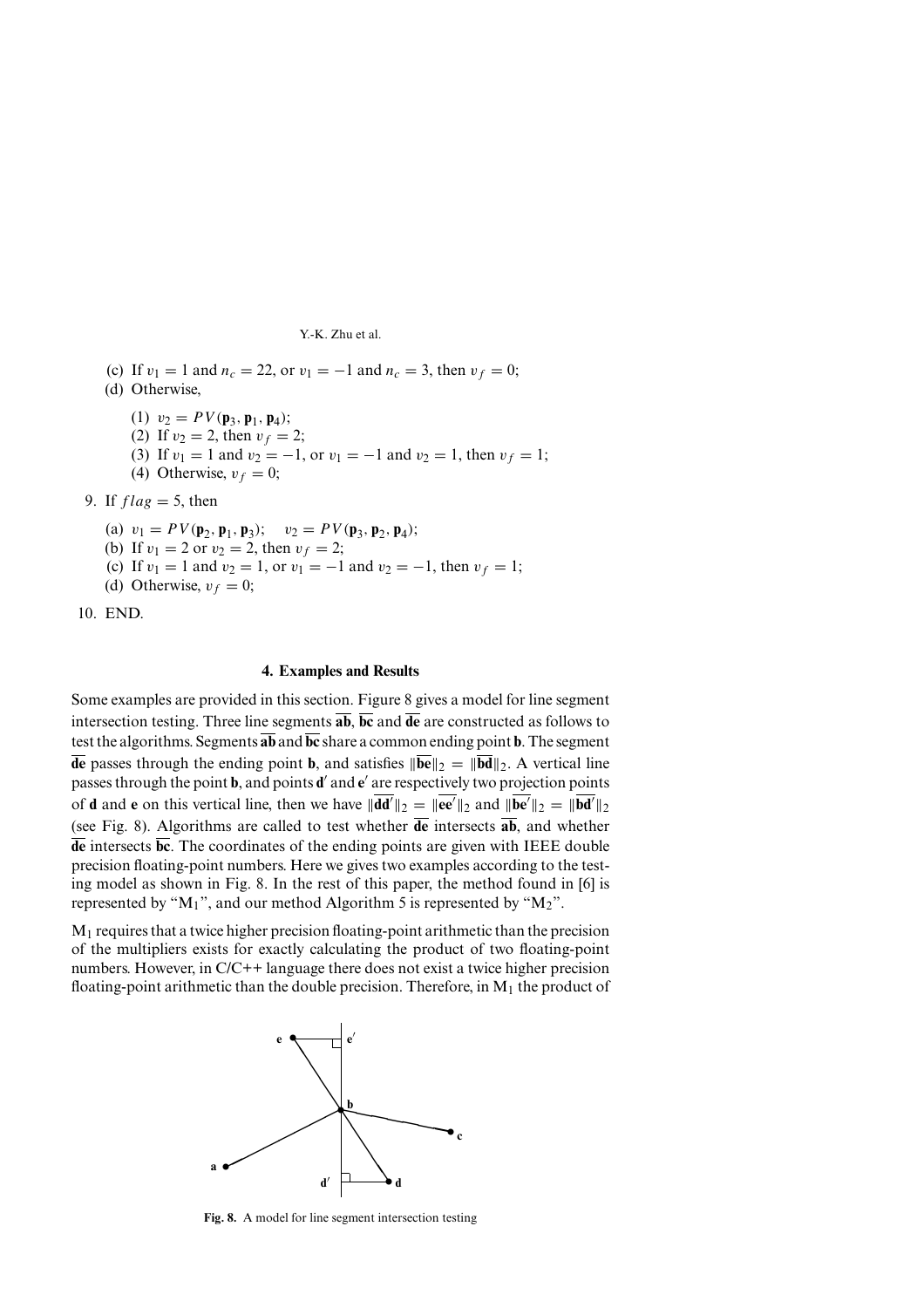(c) If $v_1 = 1$ and $n_c = 22$, or $v_1 = -1$ and $n_c = 3$, then $v_f = 0$;

(d) Otherwise,

   (1) $v_2 = PV(\mathbf{p}_3, \mathbf{p}_1, \mathbf{p}_4)$;

   (2) If $v_2 = 2$, then $v_f = 2$;

   (3) If $v_1 = 1$ and $v_2 = -1$, or $v_1 = -1$ and $v_2 = 1$, then $v_f = 1$;

   (4) Otherwise, $v_f = 0$;

9. If $flag = 5$, then

   (a) $v_1 = PV(\mathbf{p}_2, \mathbf{p}_1, \mathbf{p}_3)$; $\quad v_2 = PV(\mathbf{p}_3, \mathbf{p}_2, \mathbf{p}_4)$;

   (b) If $v_1 = 2$ or $v_2 = 2$, then $v_f = 2$;

   (c) If $v_1 = 1$ and $v_2 = 1$, or $v_1 = -1$ and $v_2 = -1$, then $v_f = 1$;

   (d) Otherwise, $v_f = 0$;

10. END.

## 4. Examples and Results

Some examples are provided in this section. Figure 8 gives a model for line segment intersection testing. Three line segments $\overline{\mathbf{ab}}$, $\overline{\mathbf{bc}}$ and $\overline{\mathbf{de}}$ are constructed as follows to test the algorithms. Segments $\overline{\mathbf{ab}}$ and $\overline{\mathbf{bc}}$ share a common ending point $\mathbf{b}$. The segment $\overline{\mathbf{de}}$ passes through the ending point $\mathbf{b}$, and satisfies $\|\overline{\mathbf{be}}\|_2 = \|\overline{\mathbf{bd}}\|_2$. A vertical line passes through the point $\mathbf{b}$, and points $\mathbf{d}'$ and $\mathbf{e}'$ are respectively two projection points of $\mathbf{d}$ and $\mathbf{e}$ on this vertical line, then we have $\|\overline{\mathbf{dd}'}\|_2 = \|\overline{\mathbf{ee}'}\|_2$ and $\|\overline{\mathbf{be}'}\|_2 = \|\overline{\mathbf{bd}'}\|_2$ (see Fig. 8). Algorithms are called to test whether $\overline{\mathbf{de}}$ intersects $\overline{\mathbf{ab}}$, and whether $\overline{\mathbf{de}}$ intersects $\overline{\mathbf{bc}}$. The coordinates of the ending points are given with IEEE double precision floating-point numbers. Here we gives two examples according to the testing model as shown in Fig. 8. In the rest of this paper, the method found in [6] is represented by "$\text{M}_1$", and our method Algorithm 5 is represented by "$\text{M}_2$".

$\text{M}_1$ requires that a twice higher precision floating-point arithmetic than the precision of the multipliers exists for exactly calculating the product of two floating-point numbers. However, in C/C++ language there does not exist a twice higher precision floating-point arithmetic than the double precision. Therefore, in $\text{M}_1$ the product of

**Fig. 8.** A model for line segment intersection testing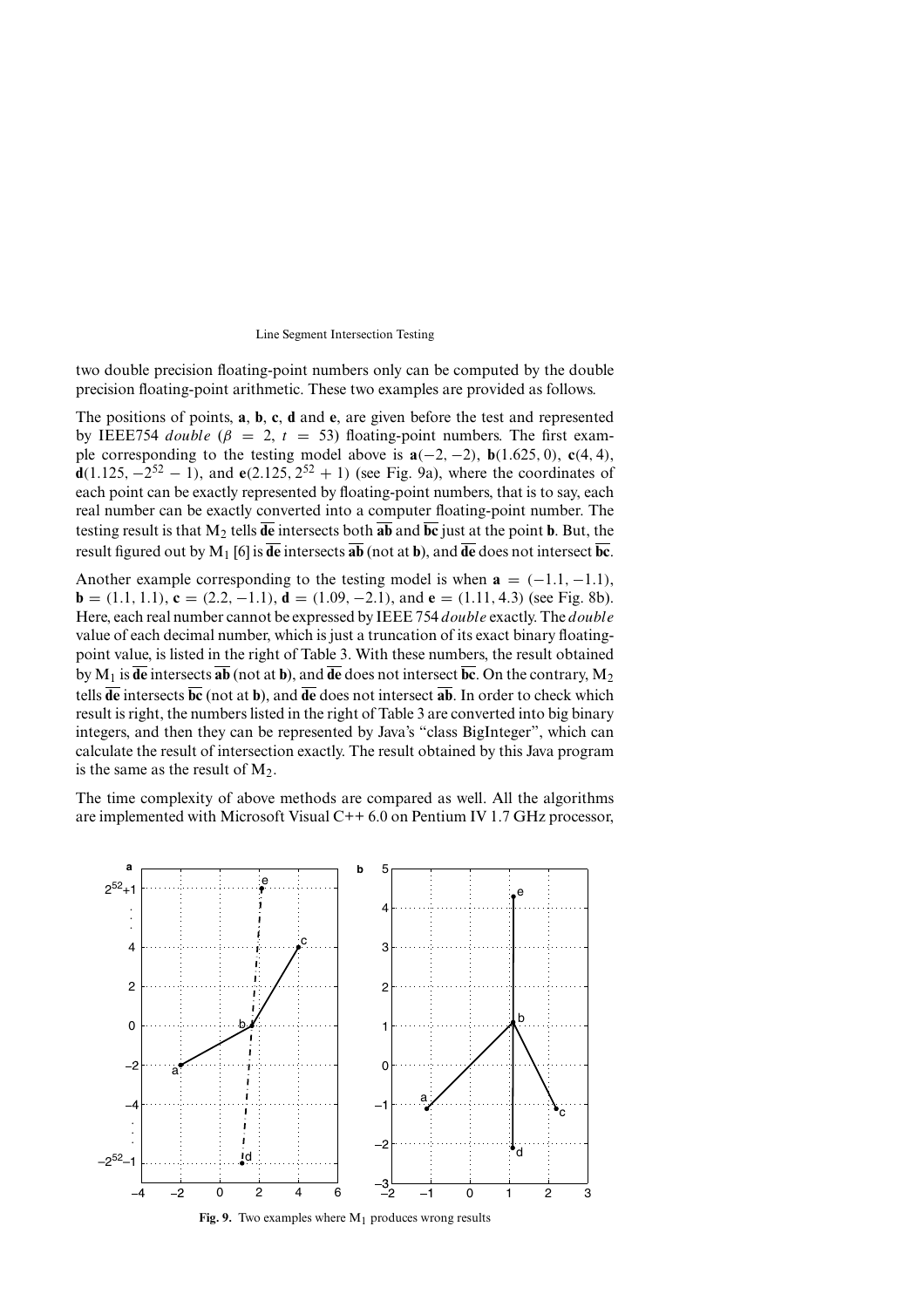two double precision floating-point numbers only can be computed by the double precision floating-point arithmetic. These two examples are provided as follows.

The positions of points, **a**, **b**, **c**, **d** and **e**, are given before the test and represented by IEEE754 *double* ($\beta = 2$, $t = 53$) floating-point numbers. The first example corresponding to the testing model above is $\mathbf{a}(-2, -2)$, $\mathbf{b}(1.625, 0)$, $\mathbf{c}(4, 4)$, $\mathbf{d}(1.125, -2^{52} - 1)$, and $\mathbf{e}(2.125, 2^{52} + 1)$ (see Fig. 9a), where the coordinates of each point can be exactly represented by floating-point numbers, that is to say, each real number can be exactly converted into a computer floating-point number. The testing result is that $M_2$ tells $\overline{\mathbf{de}}$ intersects both $\overline{\mathbf{ab}}$ and $\overline{\mathbf{bc}}$ just at the point **b**. But, the result figured out by $M_1$ [6] is $\overline{\mathbf{de}}$ intersects $\overline{\mathbf{ab}}$ (not at **b**), and $\overline{\mathbf{de}}$ does not intersect $\overline{\mathbf{bc}}$.

Another example corresponding to the testing model is when $\mathbf{a} = (-1.1, -1.1)$, $\mathbf{b} = (1.1, 1.1)$, $\mathbf{c} = (2.2, -1.1)$, $\mathbf{d} = (1.09, -2.1)$, and $\mathbf{e} = (1.11, 4.3)$ (see Fig. 8b). Here, each real number cannot be expressed by IEEE 754 *double* exactly. The *double* value of each decimal number, which is just a truncation of its exact binary floating-point value, is listed in the right of Table 3. With these numbers, the result obtained by $M_1$ is $\overline{\mathbf{de}}$ intersects $\overline{\mathbf{ab}}$ (not at **b**), and $\overline{\mathbf{de}}$ does not intersect $\overline{\mathbf{bc}}$. On the contrary, $M_2$ tells $\overline{\mathbf{de}}$ intersects $\overline{\mathbf{bc}}$ (not at **b**), and $\overline{\mathbf{de}}$ does not intersect $\overline{\mathbf{ab}}$. In order to check which result is right, the numbers listed in the right of Table 3 are converted into big binary integers, and then they can be represented by Java's "class BigInteger", which can calculate the result of intersection exactly. The result obtained by this Java program is the same as the result of $M_2$.

The time complexity of above methods are compared as well. All the algorithms are implemented with Microsoft Visual C++ 6.0 on Pentium IV 1.7 GHz processor,

**Fig. 9.** Two examples where $M_1$ produces wrong results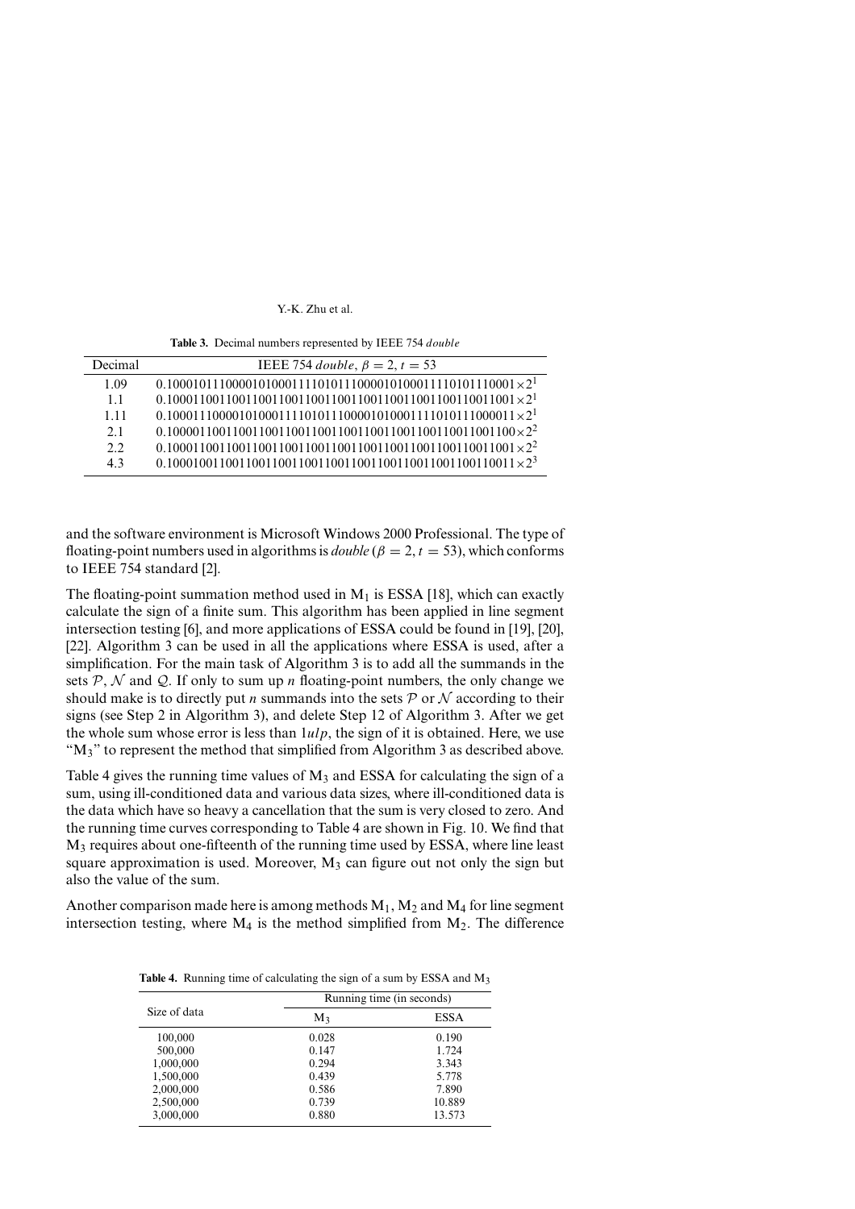**Table 3.** Decimal numbers represented by IEEE 754 *double*

| Decimal | IEEE 754 *double*, $\beta = 2, t = 53$ |
|---|---|
| 1.09 | $0.10001011100001010001111010111000010100011110101110001 \times 2^1$ |
| 1.1 | $0.10001100110011001100110011001100110011001100110011001 \times 2^1$ |
| 1.11 | $0.10001110000101000111101011100001010001111010111000011 \times 2^1$ |
| 2.1 | $0.10000110011001100110011001100110011001100110011001100 \times 2^2$ |
| 2.2 | $0.10001100110011001100110011001100110011001100110011001 \times 2^2$ |
| 4.3 | $0.10001001100110011001100110011001100110011001100110011 \times 2^3$ |

and the software environment is Microsoft Windows 2000 Professional. The type of floating-point numbers used in algorithms is *double* ($\beta = 2, t = 53$), which conforms to IEEE 754 standard [2].

The floating-point summation method used in $M_1$ is ESSA [18], which can exactly calculate the sign of a finite sum. This algorithm has been applied in line segment intersection testing [6], and more applications of ESSA could be found in [19], [20], [22]. Algorithm 3 can be used in all the applications where ESSA is used, after a simplification. For the main task of Algorithm 3 is to add all the summands in the sets $\mathcal{P}$, $\mathcal{N}$ and $\mathcal{Q}$. If only to sum up $n$ floating-point numbers, the only change we should make is to directly put $n$ summands into the sets $\mathcal{P}$ or $\mathcal{N}$ according to their signs (see Step 2 in Algorithm 3), and delete Step 12 of Algorithm 3. After we get the whole sum whose error is less than $1ulp$, the sign of it is obtained. Here, we use "$M_3$" to represent the method that simplified from Algorithm 3 as described above.

Table 4 gives the running time values of $M_3$ and ESSA for calculating the sign of a sum, using ill-conditioned data and various data sizes, where ill-conditioned data is the data which have so heavy a cancellation that the sum is very closed to zero. And the running time curves corresponding to Table 4 are shown in Fig. 10. We find that $M_3$ requires about one-fifteenth of the running time used by ESSA, where line least square approximation is used. Moreover, $M_3$ can figure out not only the sign but also the value of the sum.

Another comparison made here is among methods $M_1$, $M_2$ and $M_4$ for line segment intersection testing, where $M_4$ is the method simplified from $M_2$. The difference

**Table 4.** Running time of calculating the sign of a sum by ESSA and $M_3$

| Size of data | Running time (in seconds) | |
|---|---|---|
| | $M_3$ | ESSA |
| 100,000 | 0.028 | 0.190 |
| 500,000 | 0.147 | 1.724 |
| 1,000,000 | 0.294 | 3.343 |
| 1,500,000 | 0.439 | 5.778 |
| 2,000,000 | 0.586 | 7.890 |
| 2,500,000 | 0.739 | 10.889 |
| 3,000,000 | 0.880 | 13.573 |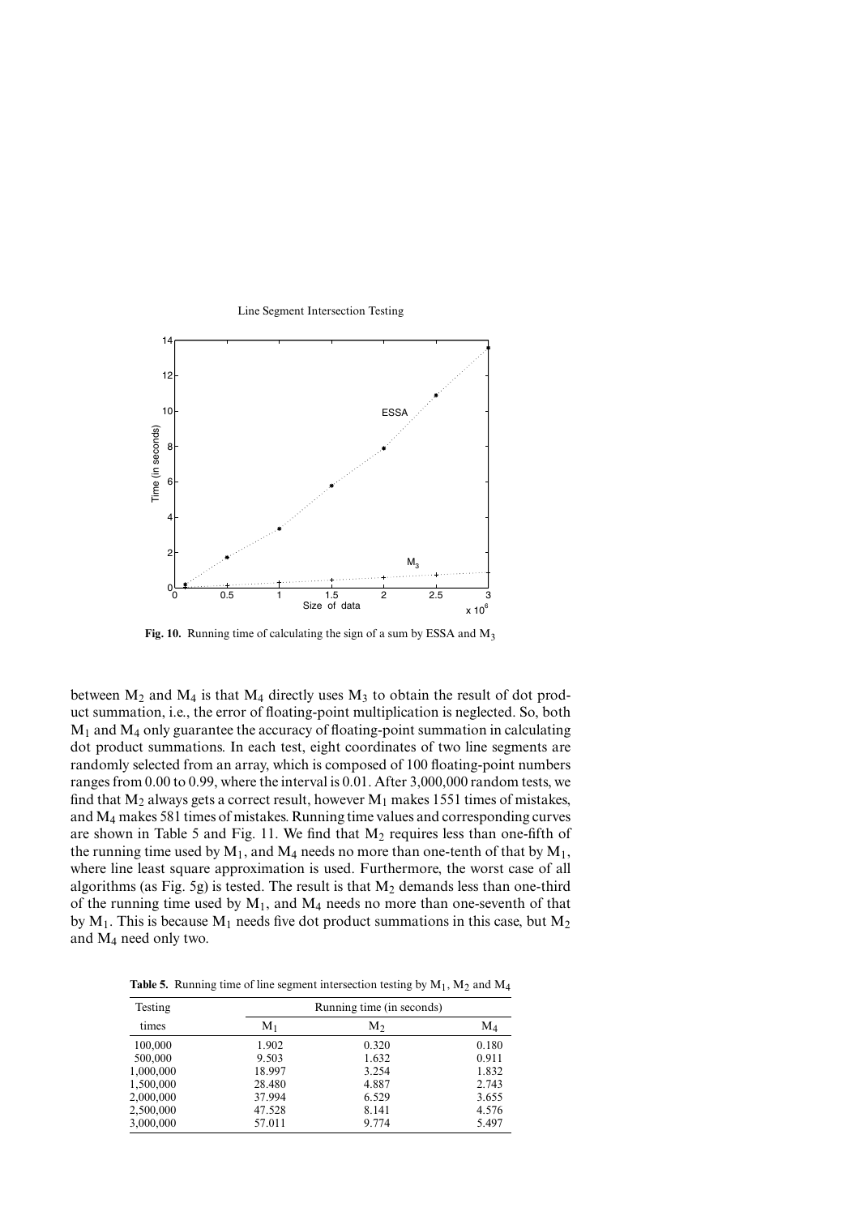Fig. 10. Running time of calculating the sign of a sum by ESSA and $M_3$

between $M_2$ and $M_4$ is that $M_4$ directly uses $M_3$ to obtain the result of dot product summation, i.e., the error of floating-point multiplication is neglected. So, both $M_1$ and $M_4$ only guarantee the accuracy of floating-point summation in calculating dot product summations. In each test, eight coordinates of two line segments are randomly selected from an array, which is composed of 100 floating-point numbers ranges from 0.00 to 0.99, where the interval is 0.01. After 3,000,000 random tests, we find that $M_2$ always gets a correct result, however $M_1$ makes 1551 times of mistakes, and $M_4$ makes 581 times of mistakes. Running time values and corresponding curves are shown in Table 5 and Fig. 11. We find that $M_2$ requires less than one-fifth of the running time used by $M_1$, and $M_4$ needs no more than one-tenth of that by $M_1$, where line least square approximation is used. Furthermore, the worst case of all algorithms (as Fig. 5g) is tested. The result is that $M_2$ demands less than one-third of the running time used by $M_1$, and $M_4$ needs no more than one-seventh of that by $M_1$. This is because $M_1$ needs five dot product summations in this case, but $M_2$ and $M_4$ need only two.

**Table 5.** Running time of line segment intersection testing by $M_1$, $M_2$ and $M_4$

| Testing times | Running time (in seconds) | | |
|---|---|---|---|
| | $M_1$ | $M_2$ | $M_4$ |
| 100,000 | 1.902 | 0.320 | 0.180 |
| 500,000 | 9.503 | 1.632 | 0.911 |
| 1,000,000 | 18.997 | 3.254 | 1.832 |
| 1,500,000 | 28.480 | 4.887 | 2.743 |
| 2,000,000 | 37.994 | 6.529 | 3.655 |
| 2,500,000 | 47.528 | 8.141 | 4.576 |
| 3,000,000 | 57.011 | 9.774 | 5.497 |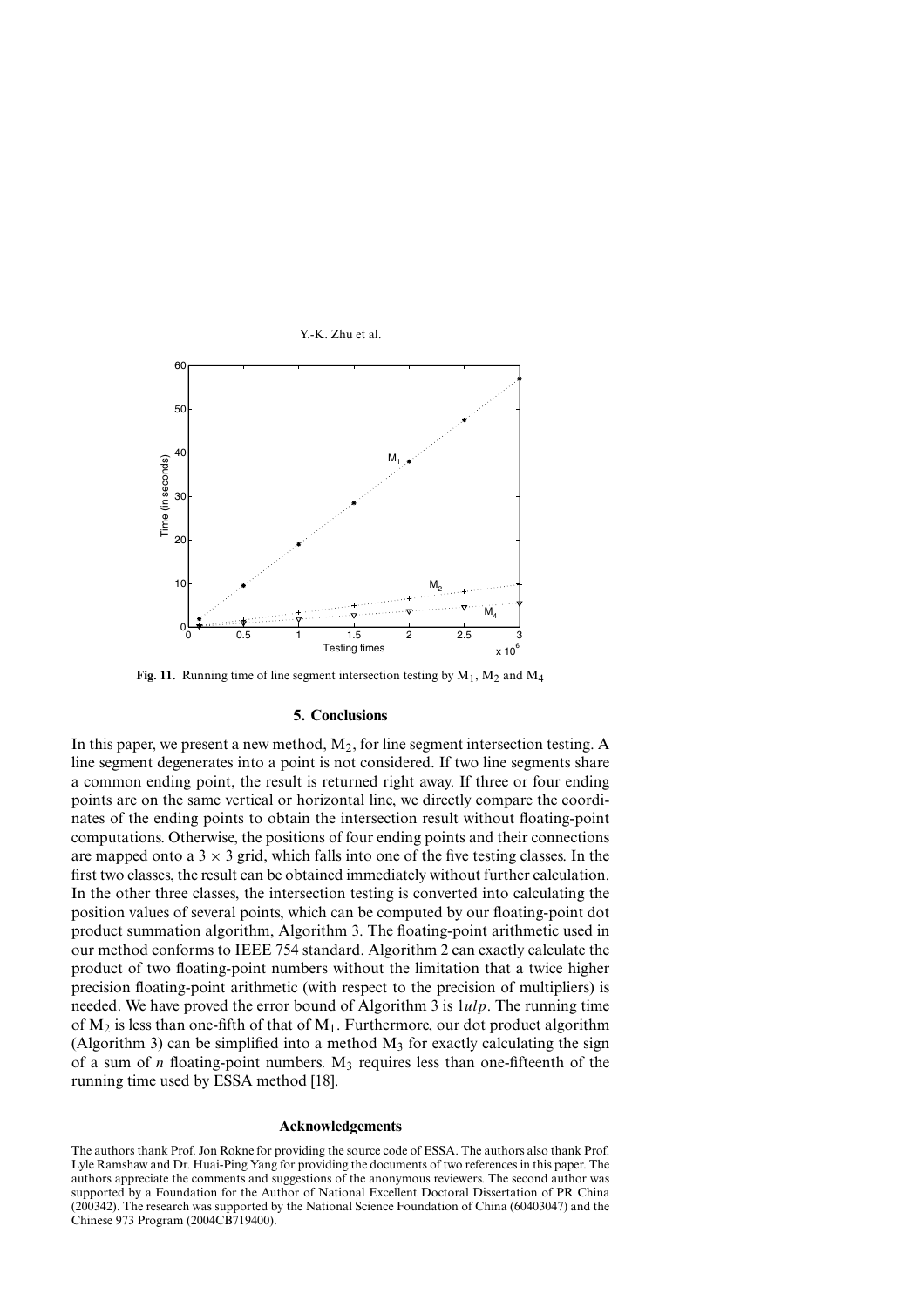Fig. 11. Running time of line segment intersection testing by $M_1$, $M_2$ and $M_4$

## 5. Conclusions

In this paper, we present a new method, $M_2$, for line segment intersection testing. A line segment degenerates into a point is not considered. If two line segments share a common ending point, the result is returned right away. If three or four ending points are on the same vertical or horizontal line, we directly compare the coordinates of the ending points to obtain the intersection result without floating-point computations. Otherwise, the positions of four ending points and their connections are mapped onto a $3 \times 3$ grid, which falls into one of the five testing classes. In the first two classes, the result can be obtained immediately without further calculation. In the other three classes, the intersection testing is converted into calculating the position values of several points, which can be computed by our floating-point dot product summation algorithm, Algorithm 3. The floating-point arithmetic used in our method conforms to IEEE 754 standard. Algorithm 2 can exactly calculate the product of two floating-point numbers without the limitation that a twice higher precision floating-point arithmetic (with respect to the precision of multipliers) is needed. We have proved the error bound of Algorithm 3 is $1ulp$. The running time of $M_2$ is less than one-fifth of that of $M_1$. Furthermore, our dot product algorithm (Algorithm 3) can be simplified into a method $M_3$ for exactly calculating the sign of a sum of $n$ floating-point numbers. $M_3$ requires less than one-fifteenth of the running time used by ESSA method [18].

## Acknowledgements

The authors thank Prof. Jon Rokne for providing the source code of ESSA. The authors also thank Prof. Lyle Ramshaw and Dr. Huai-Ping Yang for providing the documents of two references in this paper. The authors appreciate the comments and suggestions of the anonymous reviewers. The second author was supported by a Foundation for the Author of National Excellent Doctoral Dissertation of PR China (200342). The research was supported by the National Science Foundation of China (60403047) and the Chinese 973 Program (2004CB719400).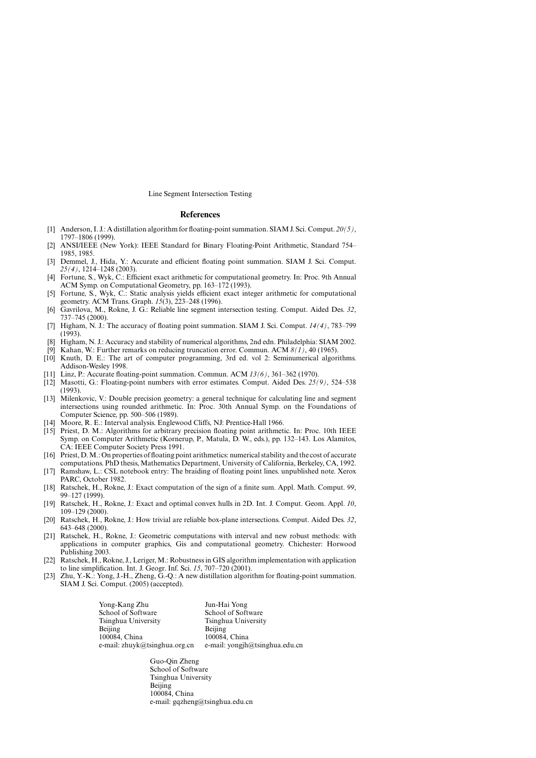## References

[1] Anderson, I. J.: A distillation algorithm for floating-point summation. SIAM J. Sci. Comput. *20(5)*, 1797–1806 (1999).

[2] ANSI/IEEE (New York): IEEE Standard for Binary Floating-Point Arithmetic, Standard 754–1985, 1985.

[3] Demmel, J., Hida, Y.: Accurate and efficient floating point summation. SIAM J. Sci. Comput. *25(4)*, 1214–1248 (2003).

[4] Fortune, S., Wyk, C.: Efficient exact arithmetic for computational geometry. In: Proc. 9th Annual ACM Symp. on Computational Geometry, pp. 163–172 (1993).

[5] Fortune, S., Wyk, C.: Static analysis yields efficient exact integer arithmetic for computational geometry. ACM Trans. Graph. *15*(3), 223–248 (1996).

[6] Gavrilova, M., Rokne, J. G.: Reliable line segment intersection testing. Comput. Aided Des. *32*, 737–745 (2000).

[7] Higham, N. J.: The accuracy of floating point summation. SIAM J. Sci. Comput. *14(4)*, 783–799 (1993).

[8] Higham, N. J.: Accuracy and stability of numerical algorithms, 2nd edn. Philadelphia: SIAM 2002.

[9] Kahan, W.: Further remarks on reducing truncation error. Commun. ACM *8(1)*, 40 (1965).

[10] Knuth, D. E.: The art of computer programming, 3rd ed. vol 2: Seminumerical algorithms. Addison-Wesley 1998.

[11] Linz, P.: Accurate floating-point summation. Commun. ACM *13(6)*, 361–362 (1970).

[12] Masotti, G.: Floating-point numbers with error estimates. Comput. Aided Des. *25(9)*, 524–538 (1993).

[13] Milenkovic, V.: Double precision geometry: a general technique for calculating line and segment intersections using rounded arithmetic. In: Proc. 30th Annual Symp. on the Foundations of Computer Science, pp. 500–506 (1989).

[14] Moore, R. E.: Interval analysis. Englewood Cliffs, NJ: Prentice-Hall 1966.

[15] Priest, D. M.: Algorithms for arbitrary precision floating point arithmetic. In: Proc. 10th IEEE Symp. on Computer Arithmetic (Kornerup, P., Matula, D. W., eds.), pp. 132–143. Los Alamitos, CA: IEEE Computer Society Press 1991.

[16] Priest, D. M.: On properties of floating point arithmetics: numerical stability and the cost of accurate computations. PhD thesis, Mathematics Department, University of California, Berkeley, CA, 1992.

[17] Ramshaw, L.: CSL notebook entry: The braiding of floating point lines. unpublished note. Xerox PARC, October 1982.

[18] Ratschek, H., Rokne, J.: Exact computation of the sign of a finite sum. Appl. Math. Comput. *99*, 99–127 (1999).

[19] Ratschek, H., Rokne, J.: Exact and optimal convex hulls in 2D. Int. J. Comput. Geom. Appl. *10*, 109–129 (2000).

[20] Ratschek, H., Rokne, J.: How trivial are reliable box-plane intersections. Comput. Aided Des. *32*, 643–648 (2000).

[21] Ratschek, H., Rokne, J.: Geometric computations with interval and new robust methods: with applications in computer graphics, Gis and computational geometry. Chichester: Horwood Publishing 2003.

[22] Ratschek, H., Rokne, J., Leriger, M.: Robustness in GIS algorithm implementation with application to line simplification. Int. J. Geogr. Inf. Sci. *15*, 707–720 (2001).

[23] Zhu, Y.-K.: Yong, J.-H., Zheng, G.-Q.: A new distillation algorithm for floating-point summation. SIAM J. Sci. Comput. (2005) (accepted).

Yong-Kang Zhu
School of Software
Tsinghua University
Beijing
100084, China
e-mail: zhuyk@tsinghua.org.cn

Jun-Hai Yong
School of Software
Tsinghua University
Beijing
100084, China
e-mail: yongjh@tsinghua.edu.cn

Guo-Qin Zheng
School of Software
Tsinghua University
Beijing
100084, China
e-mail: gqzheng@tsinghua.edu.cn